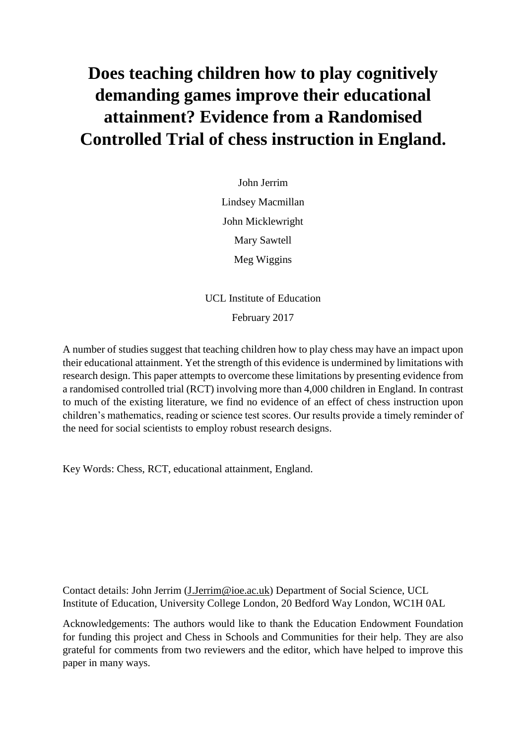# Does teaching children how to play cognitively demanding games improve their educational attainment? Evidence from a Randomised Controlled Trial of chess instruction in England.

John Jerrim

Lindsey Macmillan

John Micklewright

Mary Sawtell

Meg Wiggins

UCL Institute of Education

February 2017

A number of studies suggest that teaching children how to play chess may have an impact upon their educational attainment. Yet the strength of this evidence is undermined by limitations with research design. This paper attempts to overcome these limitations by presenting evidence from a randomised controlled trial (RCT) involving more than 4,000 children in England. In contrast to much of the existing literature, we find no evidence of an effect of chess instruction upon children's mathematics, reading or science test scores. Our results provide a timely reminder of the need for social scientists to employ robust research designs.

Key Words: Chess, RCT, educational attainment, England.

Contact details: John Jerrim (J.Jerrim@ioe.ac.uk) Department of Social Science, UCL Institute of Education, University College London, 20 Bedford Way London, WC1H 0AL

Acknowledgements: The authors would like to thank the Education Endowment Foundation for funding this project and Chess in Schools and Communities for their help. They are also grateful for comments from two reviewers and the editor, which have helped to improve this paper in many ways.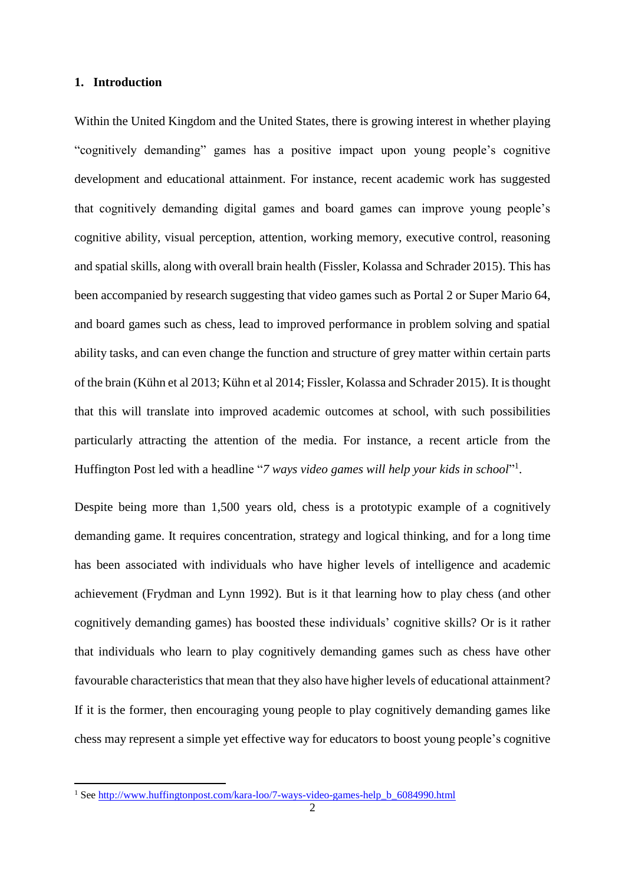## 1. Introduction

Within the United Kingdom and the United States, there is growing interest in whether playing "cognitively demanding" games has a positive impact upon young people's cognitive development and educational attainment. For instance, recent academic work has suggested that cognitively demanding digital games and board games can improve young people's cognitive ability, visual perception, attention, working memory, executive control, reasoning and spatial skills, along with overall brain health (Fissler, Kolassa and Schrader 2015). This has been accompanied by research suggesting that video games such as Portal 2 or Super Mario 64, and board games such as chess, lead to improved performance in problem solving and spatial ability tasks, and can even change the function and structure of grey matter within certain parts of the brain (Kühn et al 2013; Kühn et al 2014; Fissler, Kolassa and Schrader 2015). It is thought that this will translate into improved academic outcomes at school, with such possibilities particularly attracting the attention of the media. For instance, a recent article from the Huffington Post led with a headline "*7 ways video games will help your kids in school*"[1].

Despite being more than 1,500 years old, chess is a prototypic example of a cognitively demanding game. It requires concentration, strategy and logical thinking, and for a long time has been associated with individuals who have higher levels of intelligence and academic achievement (Frydman and Lynn 1992). But is it that learning how to play chess (and other cognitively demanding games) has boosted these individuals' cognitive skills? Or is it rather that individuals who learn to play cognitively demanding games such as chess have other favourable characteristics that mean that they also have higher levels of educational attainment? If it is the former, then encouraging young people to play cognitively demanding games like chess may represent a simple yet effective way for educators to boost young people's cognitive

[1] See http://www.huffingtonpost.com/kara-loo/7-ways-video-games-help_b_6084990.html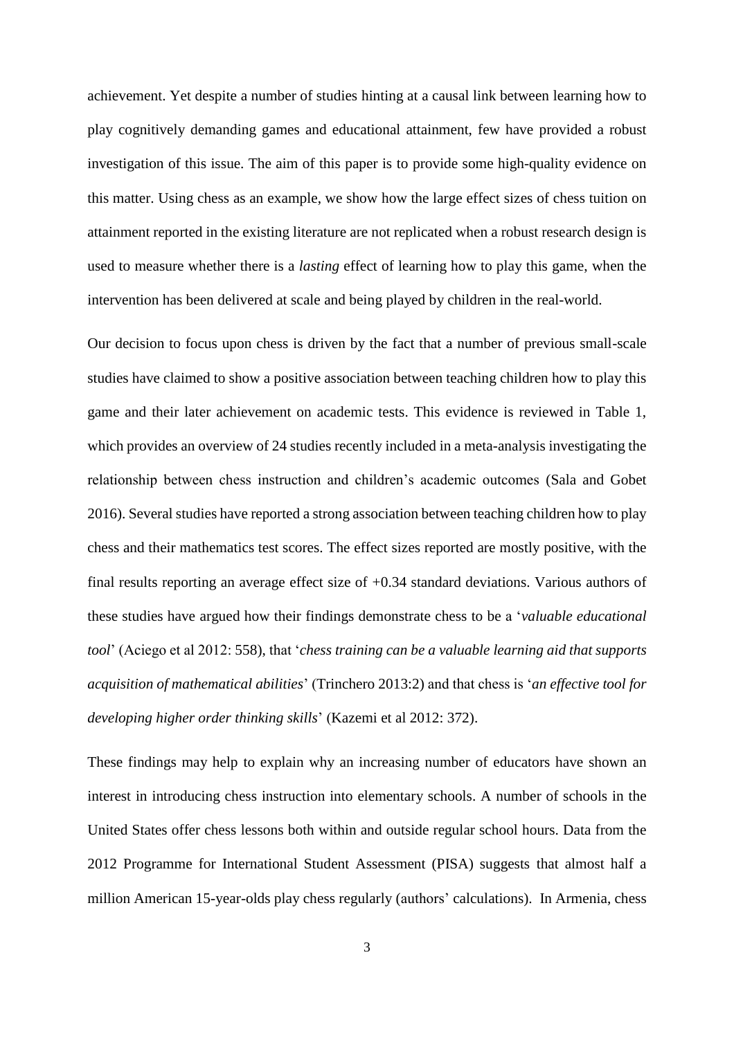achievement. Yet despite a number of studies hinting at a causal link between learning how to play cognitively demanding games and educational attainment, few have provided a robust investigation of this issue. The aim of this paper is to provide some high-quality evidence on this matter. Using chess as an example, we show how the large effect sizes of chess tuition on attainment reported in the existing literature are not replicated when a robust research design is used to measure whether there is a *lasting* effect of learning how to play this game, when the intervention has been delivered at scale and being played by children in the real-world.

Our decision to focus upon chess is driven by the fact that a number of previous small-scale studies have claimed to show a positive association between teaching children how to play this game and their later achievement on academic tests. This evidence is reviewed in Table 1, which provides an overview of 24 studies recently included in a meta-analysis investigating the relationship between chess instruction and children's academic outcomes (Sala and Gobet 2016). Several studies have reported a strong association between teaching children how to play chess and their mathematics test scores. The effect sizes reported are mostly positive, with the final results reporting an average effect size of +0.34 standard deviations. Various authors of these studies have argued how their findings demonstrate chess to be a '*valuable educational tool*' (Aciego et al 2012: 558), that '*chess training can be a valuable learning aid that supports acquisition of mathematical abilities*' (Trinchero 2013:2) and that chess is '*an effective tool for developing higher order thinking skills*' (Kazemi et al 2012: 372).

These findings may help to explain why an increasing number of educators have shown an interest in introducing chess instruction into elementary schools. A number of schools in the United States offer chess lessons both within and outside regular school hours. Data from the 2012 Programme for International Student Assessment (PISA) suggests that almost half a million American 15-year-olds play chess regularly (authors' calculations). In Armenia, chess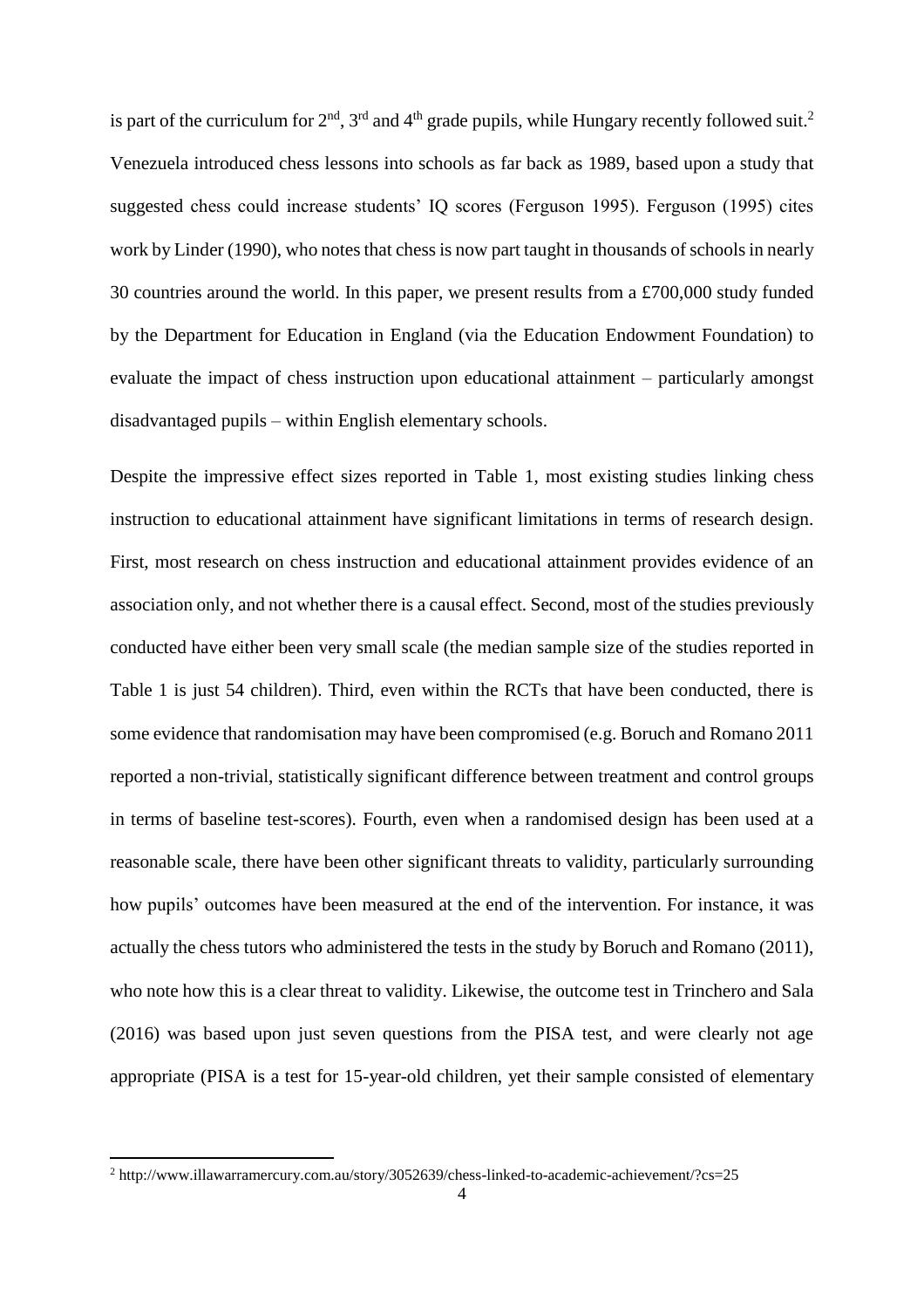is part of the curriculum for 2nd, 3rd and 4th grade pupils, while Hungary recently followed suit.[2] Venezuela introduced chess lessons into schools as far back as 1989, based upon a study that suggested chess could increase students' IQ scores (Ferguson 1995). Ferguson (1995) cites work by Linder (1990), who notes that chess is now part taught in thousands of schools in nearly 30 countries around the world. In this paper, we present results from a £700,000 study funded by the Department for Education in England (via the Education Endowment Foundation) to evaluate the impact of chess instruction upon educational attainment – particularly amongst disadvantaged pupils – within English elementary schools.

Despite the impressive effect sizes reported in Table 1, most existing studies linking chess instruction to educational attainment have significant limitations in terms of research design. First, most research on chess instruction and educational attainment provides evidence of an association only, and not whether there is a causal effect. Second, most of the studies previously conducted have either been very small scale (the median sample size of the studies reported in Table 1 is just 54 children). Third, even within the RCTs that have been conducted, there is some evidence that randomisation may have been compromised (e.g. Boruch and Romano 2011 reported a non-trivial, statistically significant difference between treatment and control groups in terms of baseline test-scores). Fourth, even when a randomised design has been used at a reasonable scale, there have been other significant threats to validity, particularly surrounding how pupils' outcomes have been measured at the end of the intervention. For instance, it was actually the chess tutors who administered the tests in the study by Boruch and Romano (2011), who note how this is a clear threat to validity. Likewise, the outcome test in Trinchero and Sala (2016) was based upon just seven questions from the PISA test, and were clearly not age appropriate (PISA is a test for 15-year-old children, yet their sample consisted of elementary

[2] http://www.illawarramercury.com.au/story/3052639/chess-linked-to-academic-achievement/?cs=25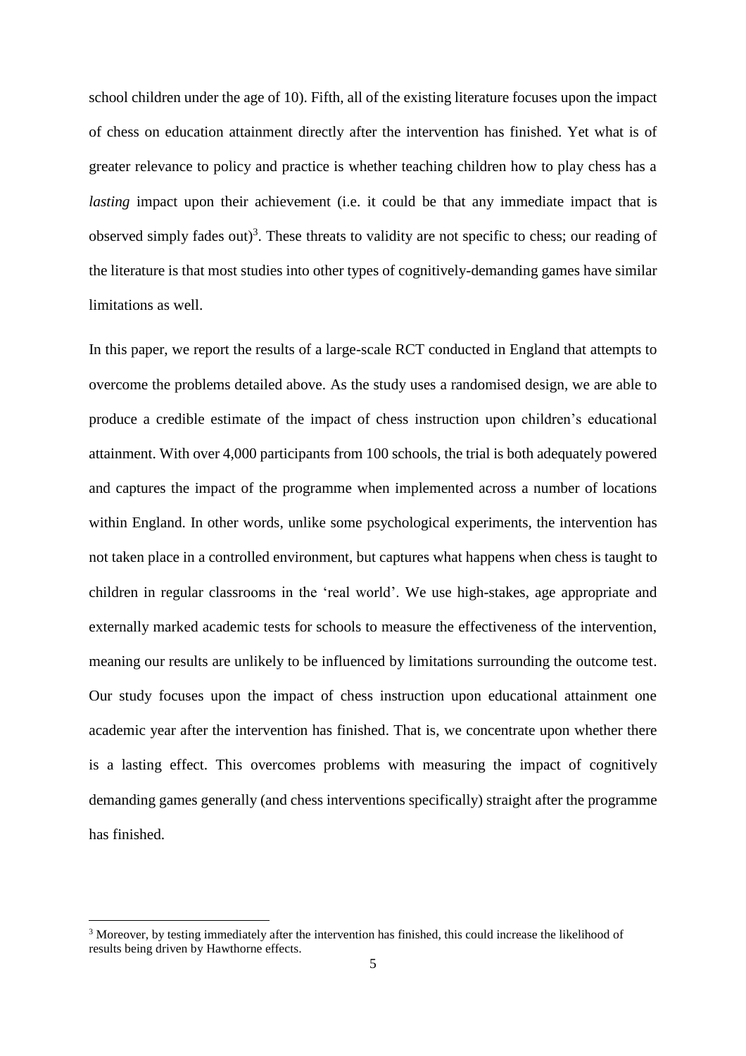school children under the age of 10). Fifth, all of the existing literature focuses upon the impact of chess on education attainment directly after the intervention has finished. Yet what is of greater relevance to policy and practice is whether teaching children how to play chess has a *lasting* impact upon their achievement (i.e. it could be that any immediate impact that is observed simply fades out)[3]. These threats to validity are not specific to chess; our reading of the literature is that most studies into other types of cognitively-demanding games have similar limitations as well.

In this paper, we report the results of a large-scale RCT conducted in England that attempts to overcome the problems detailed above. As the study uses a randomised design, we are able to produce a credible estimate of the impact of chess instruction upon children's educational attainment. With over 4,000 participants from 100 schools, the trial is both adequately powered and captures the impact of the programme when implemented across a number of locations within England. In other words, unlike some psychological experiments, the intervention has not taken place in a controlled environment, but captures what happens when chess is taught to children in regular classrooms in the 'real world'. We use high-stakes, age appropriate and externally marked academic tests for schools to measure the effectiveness of the intervention, meaning our results are unlikely to be influenced by limitations surrounding the outcome test. Our study focuses upon the impact of chess instruction upon educational attainment one academic year after the intervention has finished. That is, we concentrate upon whether there is a lasting effect. This overcomes problems with measuring the impact of cognitively demanding games generally (and chess interventions specifically) straight after the programme has finished.

[3] Moreover, by testing immediately after the intervention has finished, this could increase the likelihood of results being driven by Hawthorne effects.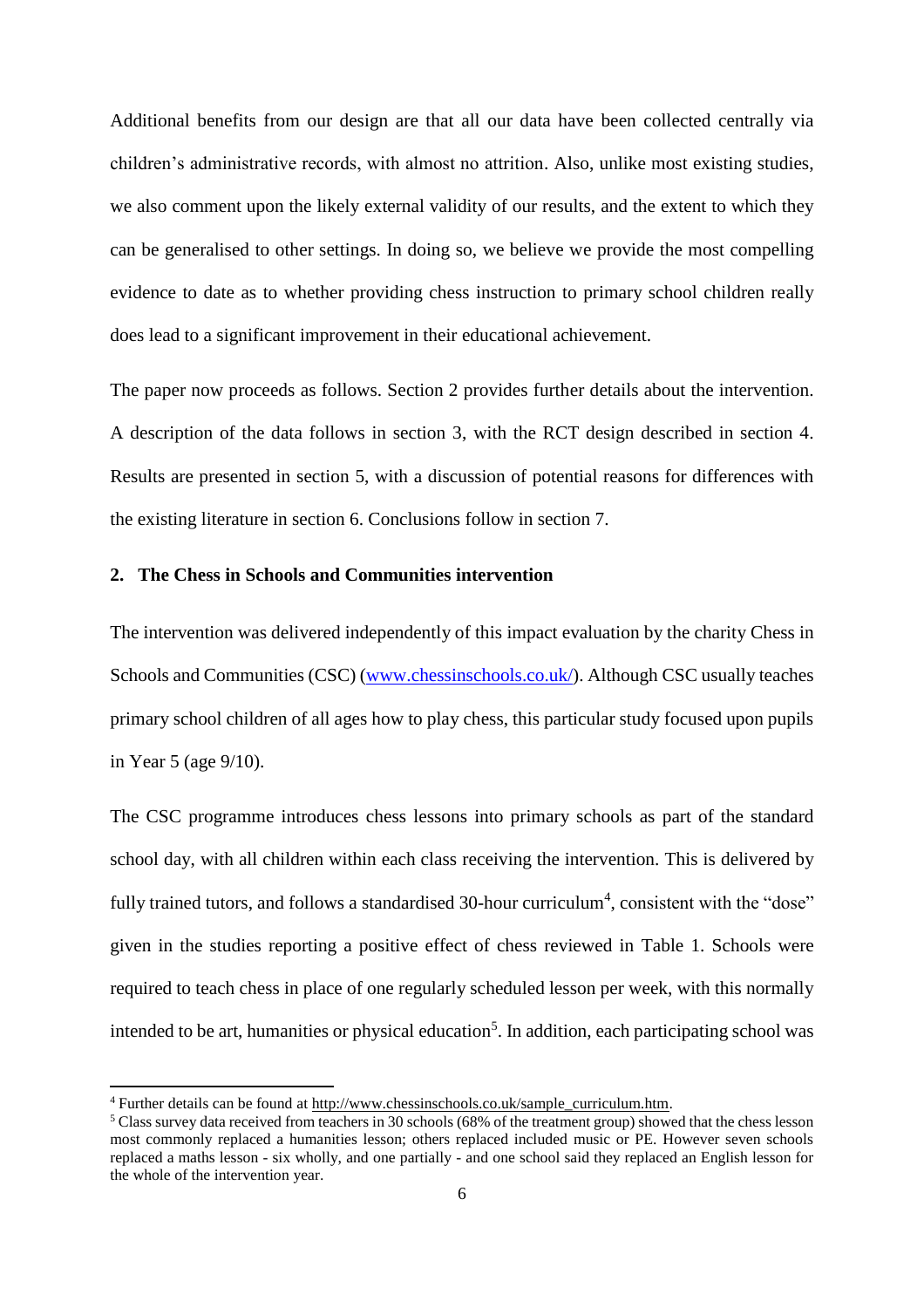Additional benefits from our design are that all our data have been collected centrally via children's administrative records, with almost no attrition. Also, unlike most existing studies, we also comment upon the likely external validity of our results, and the extent to which they can be generalised to other settings. In doing so, we believe we provide the most compelling evidence to date as to whether providing chess instruction to primary school children really does lead to a significant improvement in their educational achievement.

The paper now proceeds as follows. Section 2 provides further details about the intervention. A description of the data follows in section 3, with the RCT design described in section 4. Results are presented in section 5, with a discussion of potential reasons for differences with the existing literature in section 6. Conclusions follow in section 7.

## 2. The Chess in Schools and Communities intervention

The intervention was delivered independently of this impact evaluation by the charity Chess in Schools and Communities (CSC) (www.chessinschools.co.uk/). Although CSC usually teaches primary school children of all ages how to play chess, this particular study focused upon pupils in Year 5 (age 9/10).

The CSC programme introduces chess lessons into primary schools as part of the standard school day, with all children within each class receiving the intervention. This is delivered by fully trained tutors, and follows a standardised 30-hour curriculum[4], consistent with the "dose" given in the studies reporting a positive effect of chess reviewed in Table 1. Schools were required to teach chess in place of one regularly scheduled lesson per week, with this normally intended to be art, humanities or physical education[5]. In addition, each participating school was

---

[4] Further details can be found at http://www.chessinschools.co.uk/sample_curriculum.htm.

[5] Class survey data received from teachers in 30 schools (68% of the treatment group) showed that the chess lesson most commonly replaced a humanities lesson; others replaced included music or PE. However seven schools replaced a maths lesson - six wholly, and one partially - and one school said they replaced an English lesson for the whole of the intervention year.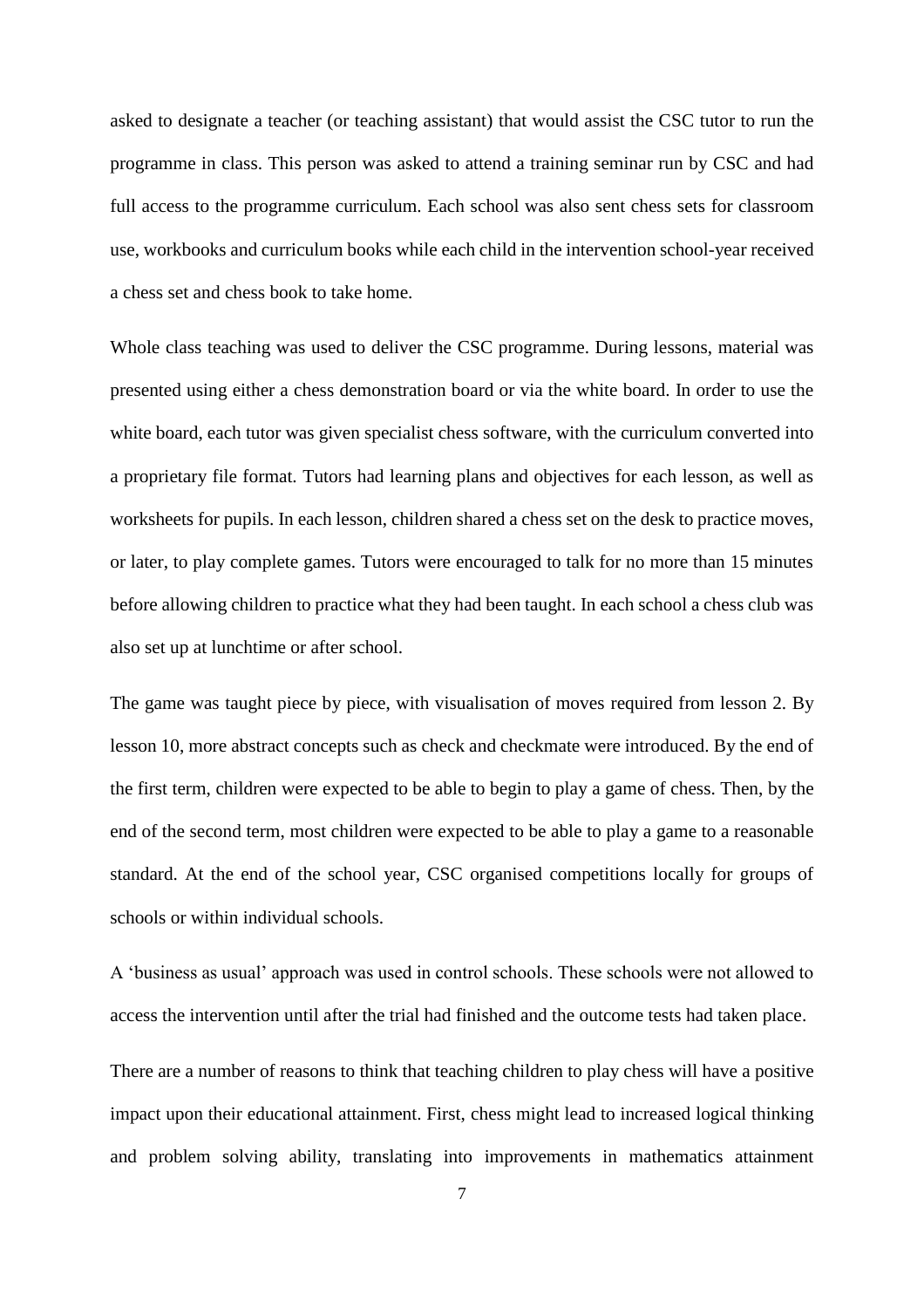asked to designate a teacher (or teaching assistant) that would assist the CSC tutor to run the programme in class. This person was asked to attend a training seminar run by CSC and had full access to the programme curriculum. Each school was also sent chess sets for classroom use, workbooks and curriculum books while each child in the intervention school-year received a chess set and chess book to take home.

Whole class teaching was used to deliver the CSC programme. During lessons, material was presented using either a chess demonstration board or via the white board. In order to use the white board, each tutor was given specialist chess software, with the curriculum converted into a proprietary file format. Tutors had learning plans and objectives for each lesson, as well as worksheets for pupils. In each lesson, children shared a chess set on the desk to practice moves, or later, to play complete games. Tutors were encouraged to talk for no more than 15 minutes before allowing children to practice what they had been taught. In each school a chess club was also set up at lunchtime or after school.

The game was taught piece by piece, with visualisation of moves required from lesson 2. By lesson 10, more abstract concepts such as check and checkmate were introduced. By the end of the first term, children were expected to be able to begin to play a game of chess. Then, by the end of the second term, most children were expected to be able to play a game to a reasonable standard. At the end of the school year, CSC organised competitions locally for groups of schools or within individual schools.

A 'business as usual' approach was used in control schools. These schools were not allowed to access the intervention until after the trial had finished and the outcome tests had taken place.

There are a number of reasons to think that teaching children to play chess will have a positive impact upon their educational attainment. First, chess might lead to increased logical thinking and problem solving ability, translating into improvements in mathematics attainment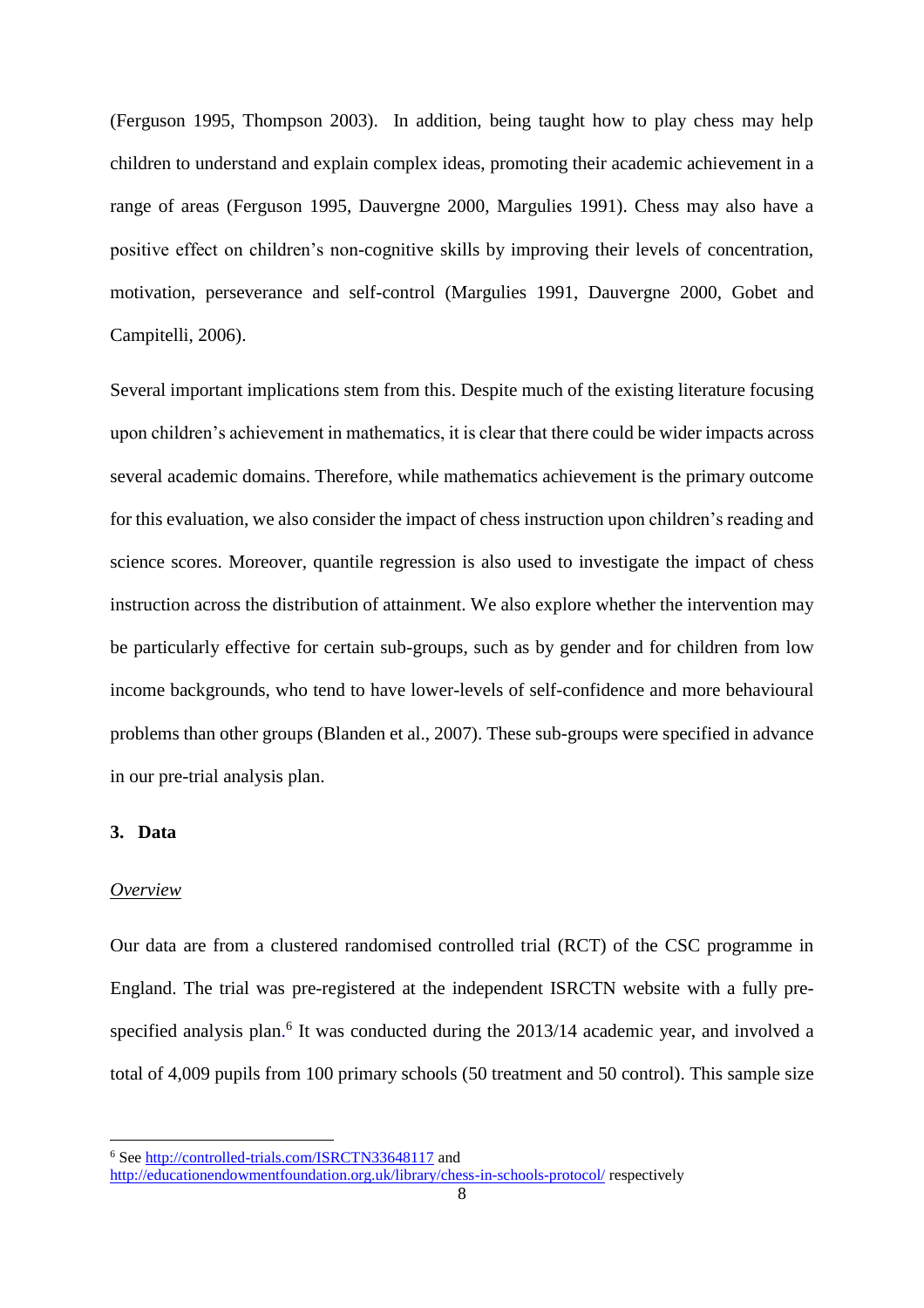(Ferguson 1995, Thompson 2003). In addition, being taught how to play chess may help children to understand and explain complex ideas, promoting their academic achievement in a range of areas (Ferguson 1995, Dauvergne 2000, Margulies 1991). Chess may also have a positive effect on children's non-cognitive skills by improving their levels of concentration, motivation, perseverance and self-control (Margulies 1991, Dauvergne 2000, Gobet and Campitelli, 2006).

Several important implications stem from this. Despite much of the existing literature focusing upon children's achievement in mathematics, it is clear that there could be wider impacts across several academic domains. Therefore, while mathematics achievement is the primary outcome for this evaluation, we also consider the impact of chess instruction upon children's reading and science scores. Moreover, quantile regression is also used to investigate the impact of chess instruction across the distribution of attainment. We also explore whether the intervention may be particularly effective for certain sub-groups, such as by gender and for children from low income backgrounds, who tend to have lower-levels of self-confidence and more behavioural problems than other groups (Blanden et al., 2007). These sub-groups were specified in advance in our pre-trial analysis plan.

## 3. Data

### *Overview*

Our data are from a clustered randomised controlled trial (RCT) of the CSC programme in England. The trial was pre-registered at the independent ISRCTN website with a fully pre-specified analysis plan.[6] It was conducted during the 2013/14 academic year, and involved a total of 4,009 pupils from 100 primary schools (50 treatment and 50 control). This sample size

[6] See http://controlled-trials.com/ISRCTN33648117 and http://educationendowmentfoundation.org.uk/library/chess-in-schools-protocol/ respectively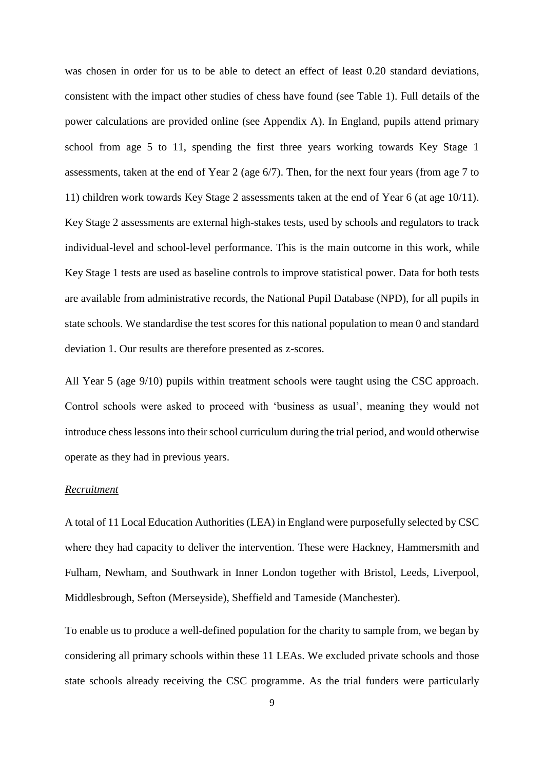was chosen in order for us to be able to detect an effect of least 0.20 standard deviations, consistent with the impact other studies of chess have found (see Table 1). Full details of the power calculations are provided online (see Appendix A). In England, pupils attend primary school from age 5 to 11, spending the first three years working towards Key Stage 1 assessments, taken at the end of Year 2 (age 6/7). Then, for the next four years (from age 7 to 11) children work towards Key Stage 2 assessments taken at the end of Year 6 (at age 10/11). Key Stage 2 assessments are external high-stakes tests, used by schools and regulators to track individual-level and school-level performance. This is the main outcome in this work, while Key Stage 1 tests are used as baseline controls to improve statistical power. Data for both tests are available from administrative records, the National Pupil Database (NPD), for all pupils in state schools. We standardise the test scores for this national population to mean 0 and standard deviation 1. Our results are therefore presented as z-scores.

All Year 5 (age 9/10) pupils within treatment schools were taught using the CSC approach. Control schools were asked to proceed with 'business as usual', meaning they would not introduce chess lessons into their school curriculum during the trial period, and would otherwise operate as they had in previous years.

*Recruitment*

A total of 11 Local Education Authorities (LEA) in England were purposefully selected by CSC where they had capacity to deliver the intervention. These were Hackney, Hammersmith and Fulham, Newham, and Southwark in Inner London together with Bristol, Leeds, Liverpool, Middlesbrough, Sefton (Merseyside), Sheffield and Tameside (Manchester).

To enable us to produce a well-defined population for the charity to sample from, we began by considering all primary schools within these 11 LEAs. We excluded private schools and those state schools already receiving the CSC programme. As the trial funders were particularly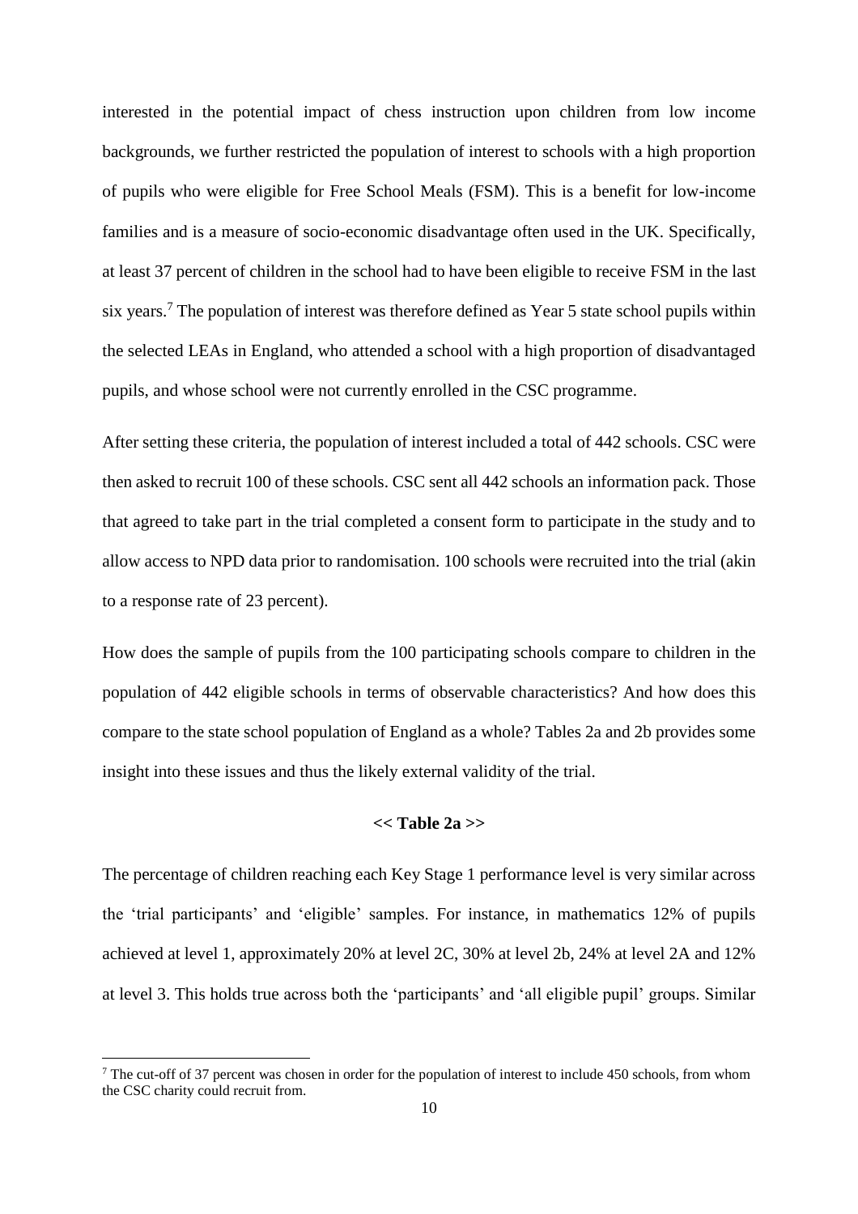interested in the potential impact of chess instruction upon children from low income backgrounds, we further restricted the population of interest to schools with a high proportion of pupils who were eligible for Free School Meals (FSM). This is a benefit for low-income families and is a measure of socio-economic disadvantage often used in the UK. Specifically, at least 37 percent of children in the school had to have been eligible to receive FSM in the last six years.[7] The population of interest was therefore defined as Year 5 state school pupils within the selected LEAs in England, who attended a school with a high proportion of disadvantaged pupils, and whose school were not currently enrolled in the CSC programme.

After setting these criteria, the population of interest included a total of 442 schools. CSC were then asked to recruit 100 of these schools. CSC sent all 442 schools an information pack. Those that agreed to take part in the trial completed a consent form to participate in the study and to allow access to NPD data prior to randomisation. 100 schools were recruited into the trial (akin to a response rate of 23 percent).

How does the sample of pupils from the 100 participating schools compare to children in the population of 442 eligible schools in terms of observable characteristics? And how does this compare to the state school population of England as a whole? Tables 2a and 2b provides some insight into these issues and thus the likely external validity of the trial.

**<< Table 2a >>**

The percentage of children reaching each Key Stage 1 performance level is very similar across the 'trial participants' and 'eligible' samples. For instance, in mathematics 12% of pupils achieved at level 1, approximately 20% at level 2C, 30% at level 2b, 24% at level 2A and 12% at level 3. This holds true across both the 'participants' and 'all eligible pupil' groups. Similar

---

[7] The cut-off of 37 percent was chosen in order for the population of interest to include 450 schools, from whom the CSC charity could recruit from.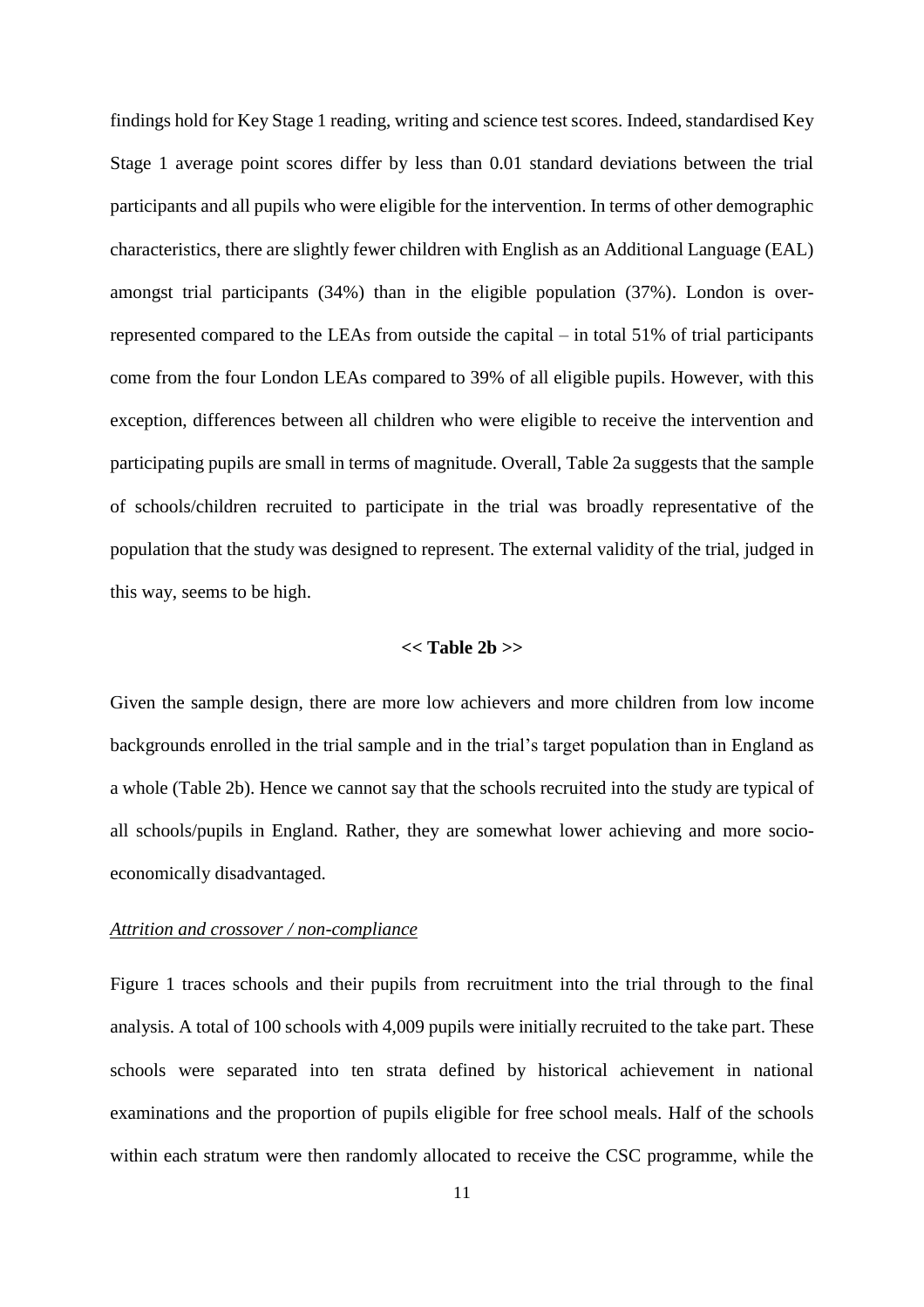findings hold for Key Stage 1 reading, writing and science test scores. Indeed, standardised Key Stage 1 average point scores differ by less than 0.01 standard deviations between the trial participants and all pupils who were eligible for the intervention. In terms of other demographic characteristics, there are slightly fewer children with English as an Additional Language (EAL) amongst trial participants (34%) than in the eligible population (37%). London is over-represented compared to the LEAs from outside the capital – in total 51% of trial participants come from the four London LEAs compared to 39% of all eligible pupils. However, with this exception, differences between all children who were eligible to receive the intervention and participating pupils are small in terms of magnitude. Overall, Table 2a suggests that the sample of schools/children recruited to participate in the trial was broadly representative of the population that the study was designed to represent. The external validity of the trial, judged in this way, seems to be high.

**<< Table 2b >>**

Given the sample design, there are more low achievers and more children from low income backgrounds enrolled in the trial sample and in the trial's target population than in England as a whole (Table 2b). Hence we cannot say that the schools recruited into the study are typical of all schools/pupils in England. Rather, they are somewhat lower achieving and more socio-economically disadvantaged.

*Attrition and crossover / non-compliance*

Figure 1 traces schools and their pupils from recruitment into the trial through to the final analysis. A total of 100 schools with 4,009 pupils were initially recruited to the take part. These schools were separated into ten strata defined by historical achievement in national examinations and the proportion of pupils eligible for free school meals. Half of the schools within each stratum were then randomly allocated to receive the CSC programme, while the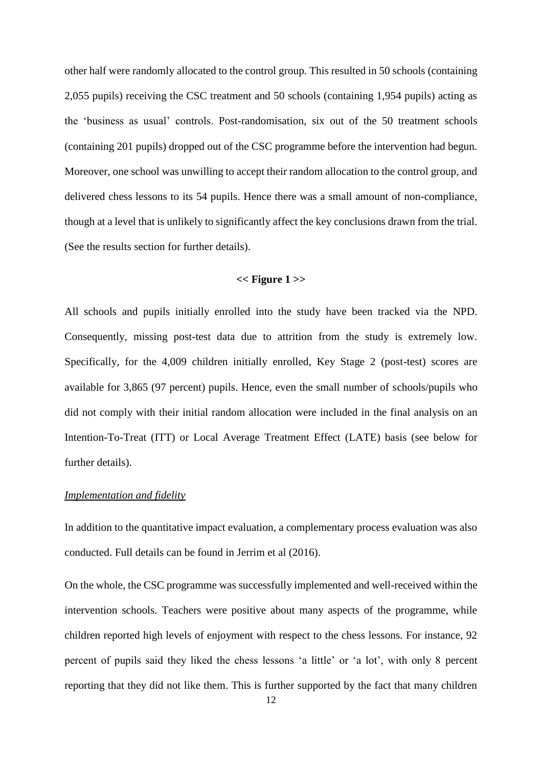other half were randomly allocated to the control group. This resulted in 50 schools (containing 2,055 pupils) receiving the CSC treatment and 50 schools (containing 1,954 pupils) acting as the 'business as usual' controls. Post-randomisation, six out of the 50 treatment schools (containing 201 pupils) dropped out of the CSC programme before the intervention had begun. Moreover, one school was unwilling to accept their random allocation to the control group, and delivered chess lessons to its 54 pupils. Hence there was a small amount of non-compliance, though at a level that is unlikely to significantly affect the key conclusions drawn from the trial. (See the results section for further details).

**<< Figure 1 >>**

All schools and pupils initially enrolled into the study have been tracked via the NPD. Consequently, missing post-test data due to attrition from the study is extremely low. Specifically, for the 4,009 children initially enrolled, Key Stage 2 (post-test) scores are available for 3,865 (97 percent) pupils. Hence, even the small number of schools/pupils who did not comply with their initial random allocation were included in the final analysis on an Intention-To-Treat (ITT) or Local Average Treatment Effect (LATE) basis (see below for further details).

<u>*Implementation and fidelity*</u>

In addition to the quantitative impact evaluation, a complementary process evaluation was also conducted. Full details can be found in Jerrim et al (2016).

On the whole, the CSC programme was successfully implemented and well-received within the intervention schools. Teachers were positive about many aspects of the programme, while children reported high levels of enjoyment with respect to the chess lessons. For instance, 92 percent of pupils said they liked the chess lessons 'a little' or 'a lot', with only 8 percent reporting that they did not like them. This is further supported by the fact that many children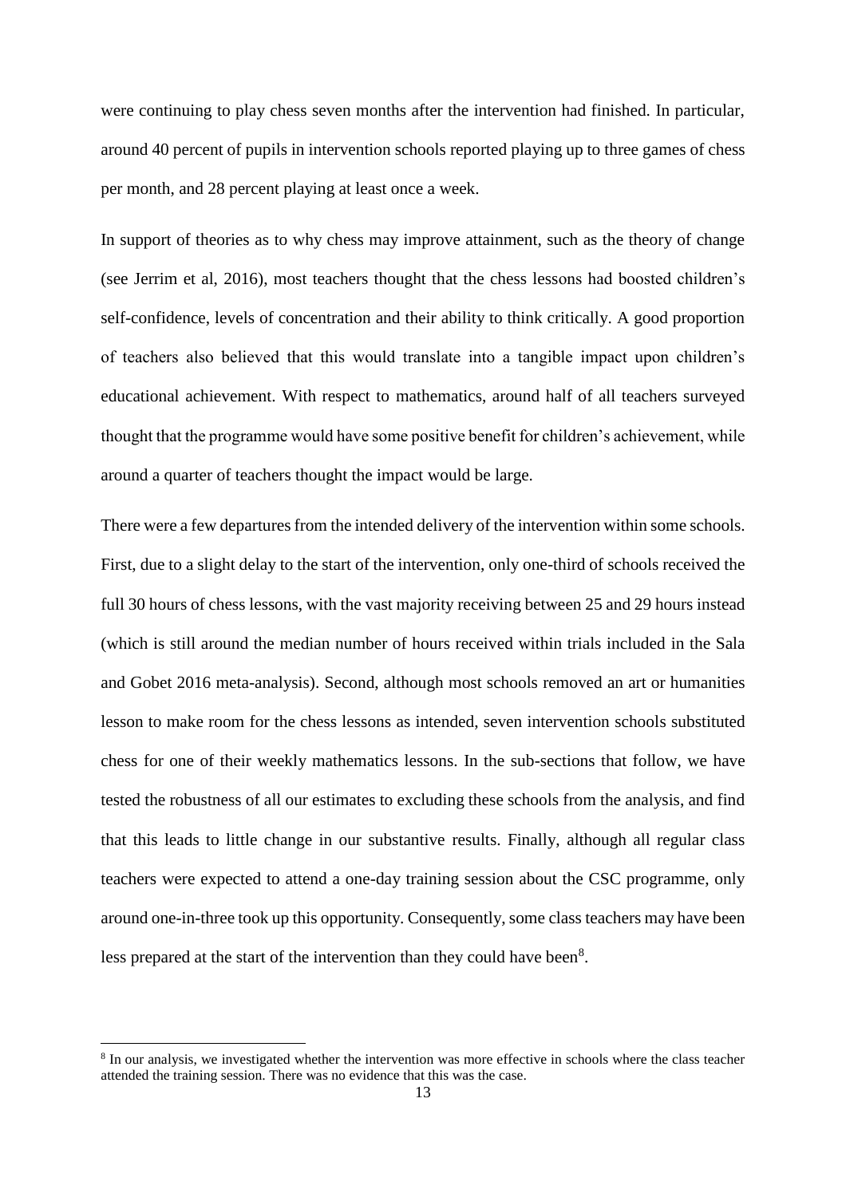were continuing to play chess seven months after the intervention had finished. In particular, around 40 percent of pupils in intervention schools reported playing up to three games of chess per month, and 28 percent playing at least once a week.

In support of theories as to why chess may improve attainment, such as the theory of change (see Jerrim et al, 2016), most teachers thought that the chess lessons had boosted children's self-confidence, levels of concentration and their ability to think critically. A good proportion of teachers also believed that this would translate into a tangible impact upon children's educational achievement. With respect to mathematics, around half of all teachers surveyed thought that the programme would have some positive benefit for children's achievement, while around a quarter of teachers thought the impact would be large.

There were a few departures from the intended delivery of the intervention within some schools. First, due to a slight delay to the start of the intervention, only one-third of schools received the full 30 hours of chess lessons, with the vast majority receiving between 25 and 29 hours instead (which is still around the median number of hours received within trials included in the Sala and Gobet 2016 meta-analysis). Second, although most schools removed an art or humanities lesson to make room for the chess lessons as intended, seven intervention schools substituted chess for one of their weekly mathematics lessons. In the sub-sections that follow, we have tested the robustness of all our estimates to excluding these schools from the analysis, and find that this leads to little change in our substantive results. Finally, although all regular class teachers were expected to attend a one-day training session about the CSC programme, only around one-in-three took up this opportunity. Consequently, some class teachers may have been less prepared at the start of the intervention than they could have been[8].

[8] In our analysis, we investigated whether the intervention was more effective in schools where the class teacher attended the training session. There was no evidence that this was the case.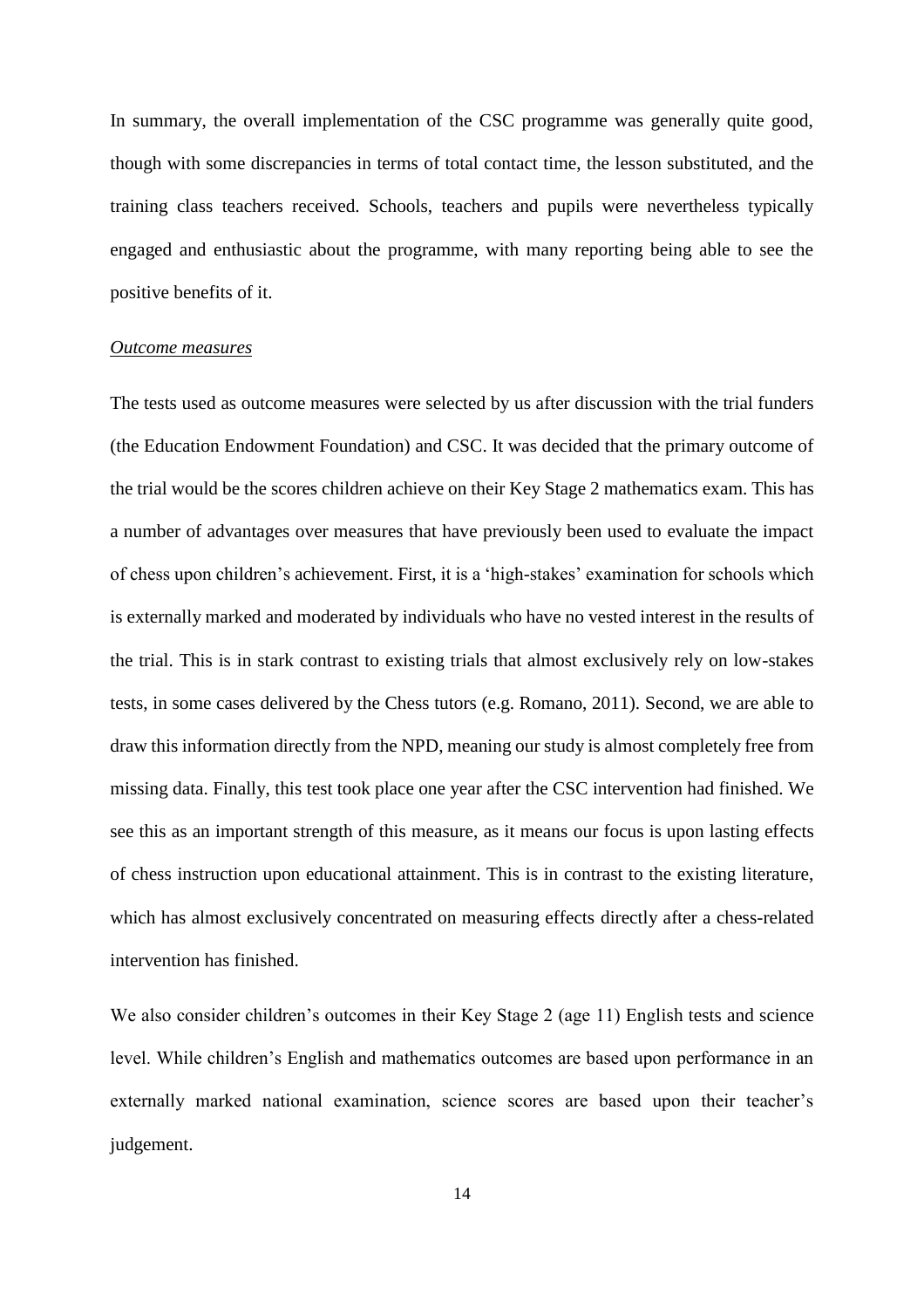In summary, the overall implementation of the CSC programme was generally quite good, though with some discrepancies in terms of total contact time, the lesson substituted, and the training class teachers received. Schools, teachers and pupils were nevertheless typically engaged and enthusiastic about the programme, with many reporting being able to see the positive benefits of it.

*Outcome measures*

The tests used as outcome measures were selected by us after discussion with the trial funders (the Education Endowment Foundation) and CSC. It was decided that the primary outcome of the trial would be the scores children achieve on their Key Stage 2 mathematics exam. This has a number of advantages over measures that have previously been used to evaluate the impact of chess upon children's achievement. First, it is a 'high-stakes' examination for schools which is externally marked and moderated by individuals who have no vested interest in the results of the trial. This is in stark contrast to existing trials that almost exclusively rely on low-stakes tests, in some cases delivered by the Chess tutors (e.g. Romano, 2011). Second, we are able to draw this information directly from the NPD, meaning our study is almost completely free from missing data. Finally, this test took place one year after the CSC intervention had finished. We see this as an important strength of this measure, as it means our focus is upon lasting effects of chess instruction upon educational attainment. This is in contrast to the existing literature, which has almost exclusively concentrated on measuring effects directly after a chess-related intervention has finished.

We also consider children's outcomes in their Key Stage 2 (age 11) English tests and science level. While children's English and mathematics outcomes are based upon performance in an externally marked national examination, science scores are based upon their teacher's judgement.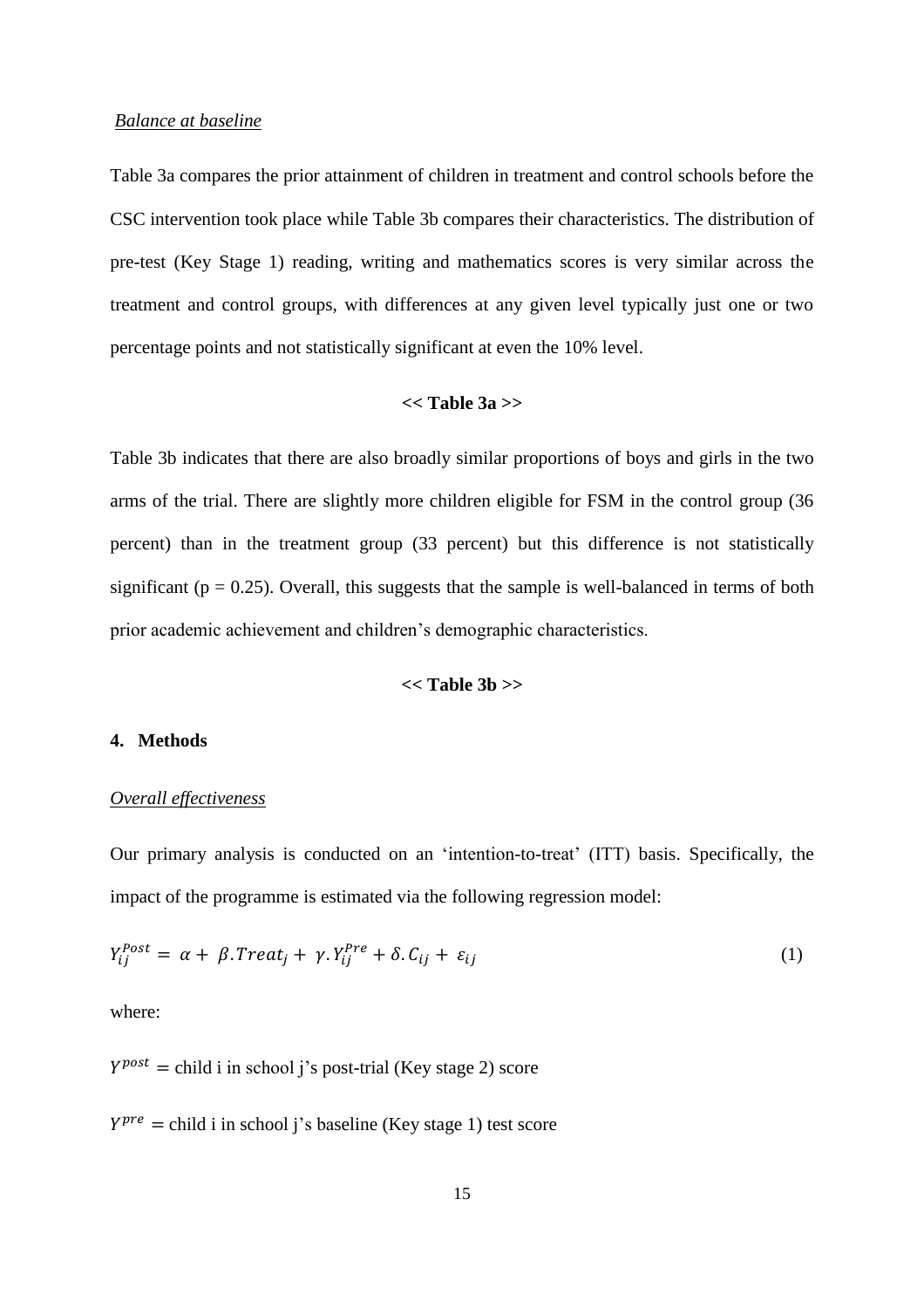*Balance at baseline*

Table 3a compares the prior attainment of children in treatment and control schools before the CSC intervention took place while Table 3b compares their characteristics. The distribution of pre-test (Key Stage 1) reading, writing and mathematics scores is very similar across the treatment and control groups, with differences at any given level typically just one or two percentage points and not statistically significant at even the 10% level.

**<< Table 3a >>**

Table 3b indicates that there are also broadly similar proportions of boys and girls in the two arms of the trial. There are slightly more children eligible for FSM in the control group (36 percent) than in the treatment group (33 percent) but this difference is not statistically significant ($p = 0.25$). Overall, this suggests that the sample is well-balanced in terms of both prior academic achievement and children's demographic characteristics.

**<< Table 3b >>**

## 4. Methods

*Overall effectiveness*

Our primary analysis is conducted on an 'intention-to-treat' (ITT) basis. Specifically, the impact of the programme is estimated via the following regression model:

$$Y_{ij}^{Post} = \alpha + \beta.Treat_j + \gamma.Y_{ij}^{Pre} + \delta.C_{ij} + \varepsilon_{ij} \quad (1)$$

where:

$Y^{post}$ = child i in school j's post-trial (Key stage 2) score

$Y^{pre}$ = child i in school j's baseline (Key stage 1) test score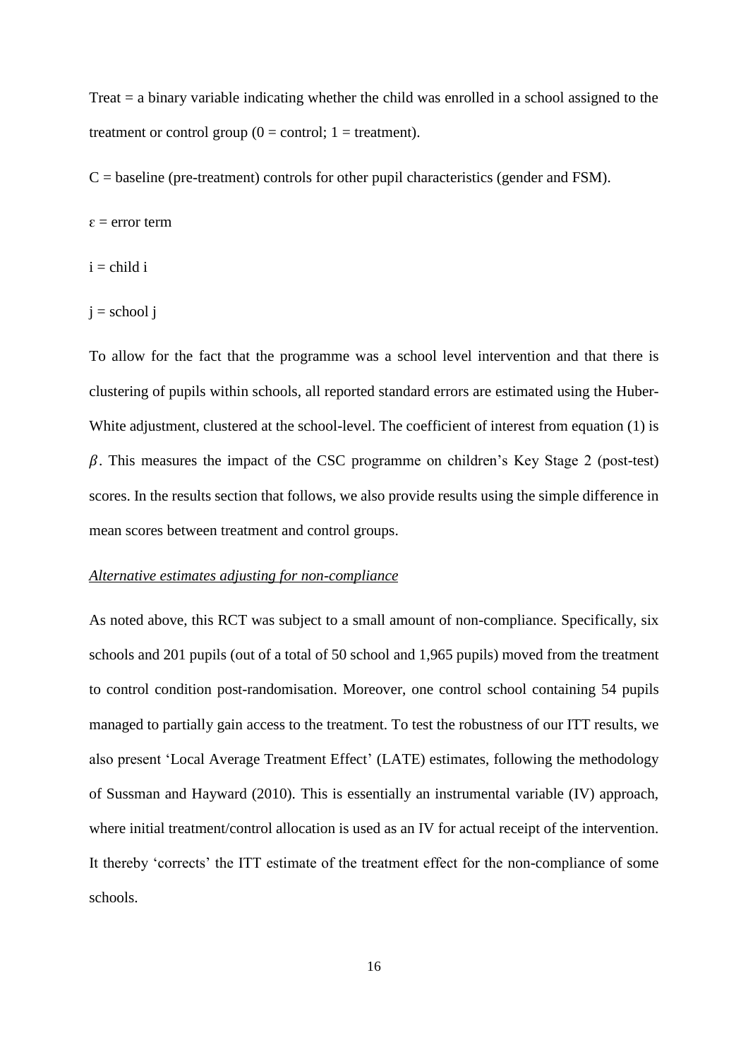Treat = a binary variable indicating whether the child was enrolled in a school assigned to the treatment or control group (0 = control; 1 = treatment).

C = baseline (pre-treatment) controls for other pupil characteristics (gender and FSM).

$\varepsilon$ = error term

i = child i

j = school j

To allow for the fact that the programme was a school level intervention and that there is clustering of pupils within schools, all reported standard errors are estimated using the Huber-White adjustment, clustered at the school-level. The coefficient of interest from equation (1) is $\beta$. This measures the impact of the CSC programme on children's Key Stage 2 (post-test) scores. In the results section that follows, we also provide results using the simple difference in mean scores between treatment and control groups.

*Alternative estimates adjusting for non-compliance*

As noted above, this RCT was subject to a small amount of non-compliance. Specifically, six schools and 201 pupils (out of a total of 50 school and 1,965 pupils) moved from the treatment to control condition post-randomisation. Moreover, one control school containing 54 pupils managed to partially gain access to the treatment. To test the robustness of our ITT results, we also present 'Local Average Treatment Effect' (LATE) estimates, following the methodology of Sussman and Hayward (2010). This is essentially an instrumental variable (IV) approach, where initial treatment/control allocation is used as an IV for actual receipt of the intervention. It thereby 'corrects' the ITT estimate of the treatment effect for the non-compliance of some schools.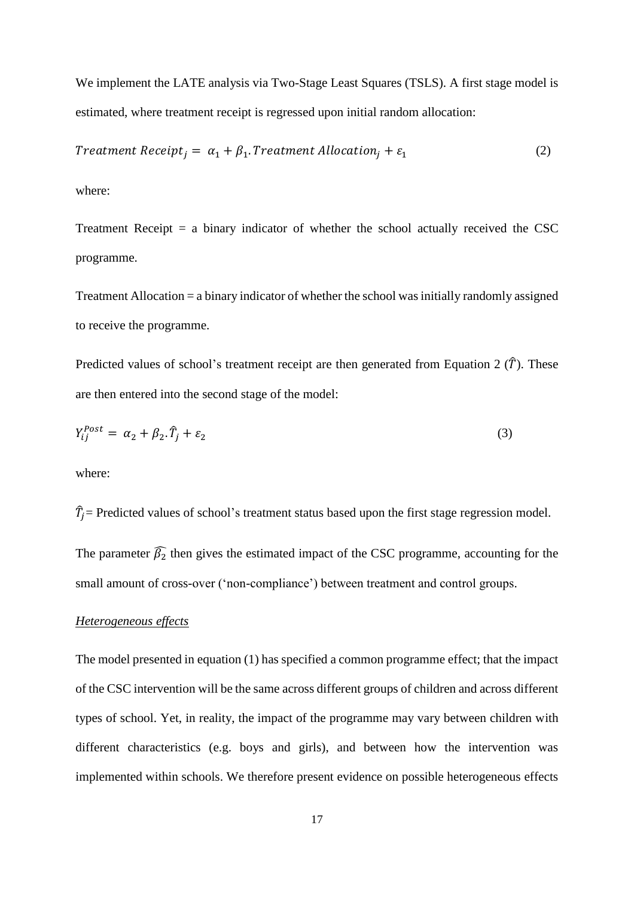We implement the LATE analysis via Two-Stage Least Squares (TSLS). A first stage model is estimated, where treatment receipt is regressed upon initial random allocation:

$$Treatment\ Receipt_j = \alpha_1 + \beta_1.Treatment\ Allocation_j + \varepsilon_1 \tag{2}$$

where:

Treatment Receipt = a binary indicator of whether the school actually received the CSC programme.

Treatment Allocation = a binary indicator of whether the school was initially randomly assigned to receive the programme.

Predicted values of school's treatment receipt are then generated from Equation 2 ($\hat{T}$). These are then entered into the second stage of the model:

$$Y_{ij}^{Post} = \alpha_2 + \beta_2.\hat{T}_j + \varepsilon_2 \tag{3}$$

where:

$\hat{T}_j$ = Predicted values of school's treatment status based upon the first stage regression model.

The parameter $\widehat{\beta_2}$ then gives the estimated impact of the CSC programme, accounting for the small amount of cross-over ('non-compliance') between treatment and control groups.

*Heterogeneous effects*

The model presented in equation (1) has specified a common programme effect; that the impact of the CSC intervention will be the same across different groups of children and across different types of school. Yet, in reality, the impact of the programme may vary between children with different characteristics (e.g. boys and girls), and between how the intervention was implemented within schools. We therefore present evidence on possible heterogeneous effects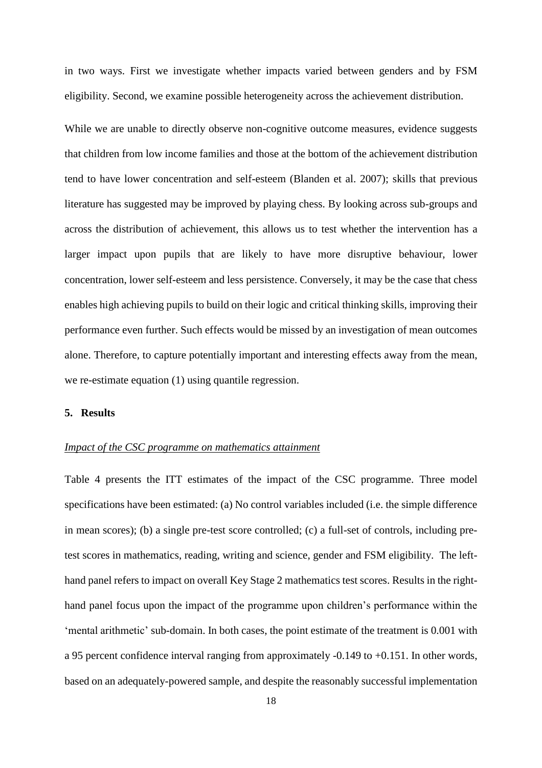in two ways. First we investigate whether impacts varied between genders and by FSM eligibility. Second, we examine possible heterogeneity across the achievement distribution.

While we are unable to directly observe non-cognitive outcome measures, evidence suggests that children from low income families and those at the bottom of the achievement distribution tend to have lower concentration and self-esteem (Blanden et al. 2007); skills that previous literature has suggested may be improved by playing chess. By looking across sub-groups and across the distribution of achievement, this allows us to test whether the intervention has a larger impact upon pupils that are likely to have more disruptive behaviour, lower concentration, lower self-esteem and less persistence. Conversely, it may be the case that chess enables high achieving pupils to build on their logic and critical thinking skills, improving their performance even further. Such effects would be missed by an investigation of mean outcomes alone. Therefore, to capture potentially important and interesting effects away from the mean, we re-estimate equation (1) using quantile regression.

## 5. Results

*Impact of the CSC programme on mathematics attainment*

Table 4 presents the ITT estimates of the impact of the CSC programme. Three model specifications have been estimated: (a) No control variables included (i.e. the simple difference in mean scores); (b) a single pre-test score controlled; (c) a full-set of controls, including pre-test scores in mathematics, reading, writing and science, gender and FSM eligibility. The left-hand panel refers to impact on overall Key Stage 2 mathematics test scores. Results in the right-hand panel focus upon the impact of the programme upon children's performance within the 'mental arithmetic' sub-domain. In both cases, the point estimate of the treatment is 0.001 with a 95 percent confidence interval ranging from approximately -0.149 to +0.151. In other words, based on an adequately-powered sample, and despite the reasonably successful implementation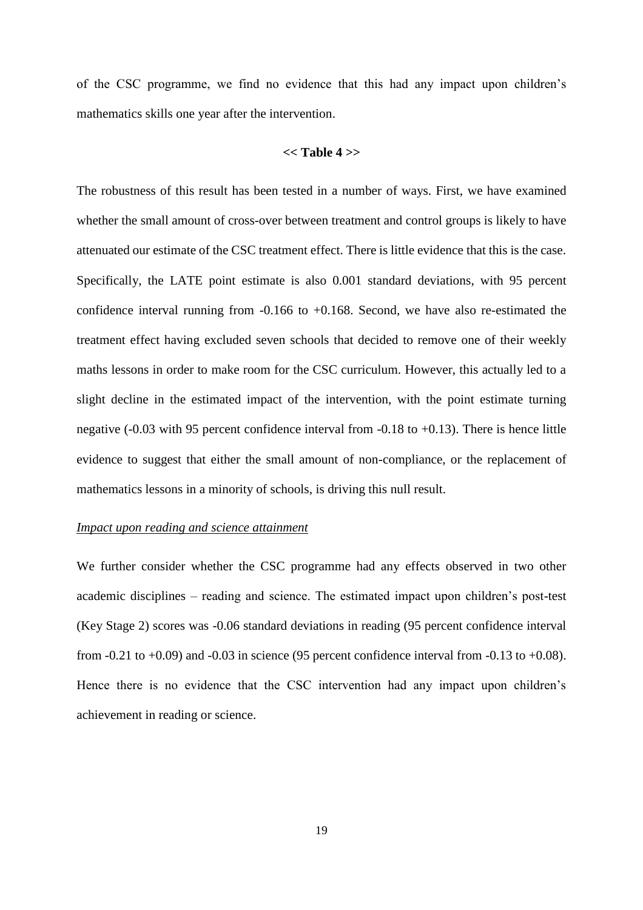of the CSC programme, we find no evidence that this had any impact upon children's mathematics skills one year after the intervention.

**<< Table 4 >>**

The robustness of this result has been tested in a number of ways. First, we have examined whether the small amount of cross-over between treatment and control groups is likely to have attenuated our estimate of the CSC treatment effect. There is little evidence that this is the case. Specifically, the LATE point estimate is also 0.001 standard deviations, with 95 percent confidence interval running from -0.166 to +0.168. Second, we have also re-estimated the treatment effect having excluded seven schools that decided to remove one of their weekly maths lessons in order to make room for the CSC curriculum. However, this actually led to a slight decline in the estimated impact of the intervention, with the point estimate turning negative (-0.03 with 95 percent confidence interval from -0.18 to +0.13). There is hence little evidence to suggest that either the small amount of non-compliance, or the replacement of mathematics lessons in a minority of schools, is driving this null result.

*Impact upon reading and science attainment*

We further consider whether the CSC programme had any effects observed in two other academic disciplines – reading and science. The estimated impact upon children's post-test (Key Stage 2) scores was -0.06 standard deviations in reading (95 percent confidence interval from -0.21 to +0.09) and -0.03 in science (95 percent confidence interval from -0.13 to +0.08). Hence there is no evidence that the CSC intervention had any impact upon children's achievement in reading or science.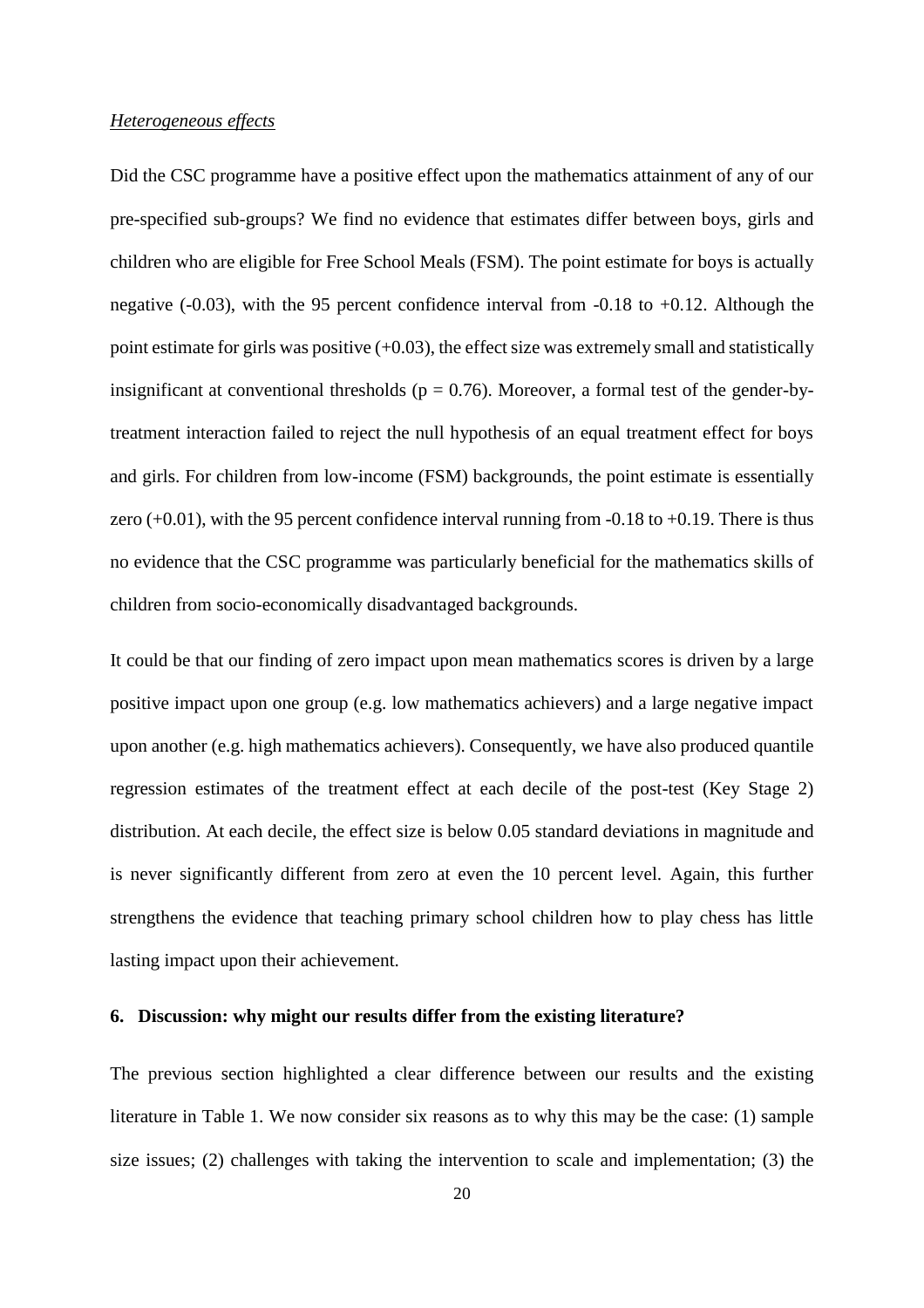*Heterogeneous effects*

Did the CSC programme have a positive effect upon the mathematics attainment of any of our pre-specified sub-groups? We find no evidence that estimates differ between boys, girls and children who are eligible for Free School Meals (FSM). The point estimate for boys is actually negative (-0.03), with the 95 percent confidence interval from -0.18 to +0.12. Although the point estimate for girls was positive (+0.03), the effect size was extremely small and statistically insignificant at conventional thresholds ($p = 0.76$). Moreover, a formal test of the gender-by-treatment interaction failed to reject the null hypothesis of an equal treatment effect for boys and girls. For children from low-income (FSM) backgrounds, the point estimate is essentially zero (+0.01), with the 95 percent confidence interval running from -0.18 to +0.19. There is thus no evidence that the CSC programme was particularly beneficial for the mathematics skills of children from socio-economically disadvantaged backgrounds.

It could be that our finding of zero impact upon mean mathematics scores is driven by a large positive impact upon one group (e.g. low mathematics achievers) and a large negative impact upon another (e.g. high mathematics achievers). Consequently, we have also produced quantile regression estimates of the treatment effect at each decile of the post-test (Key Stage 2) distribution. At each decile, the effect size is below 0.05 standard deviations in magnitude and is never significantly different from zero at even the 10 percent level. Again, this further strengthens the evidence that teaching primary school children how to play chess has little lasting impact upon their achievement.

## 6. Discussion: why might our results differ from the existing literature?

The previous section highlighted a clear difference between our results and the existing literature in Table 1. We now consider six reasons as to why this may be the case: (1) sample size issues; (2) challenges with taking the intervention to scale and implementation; (3) the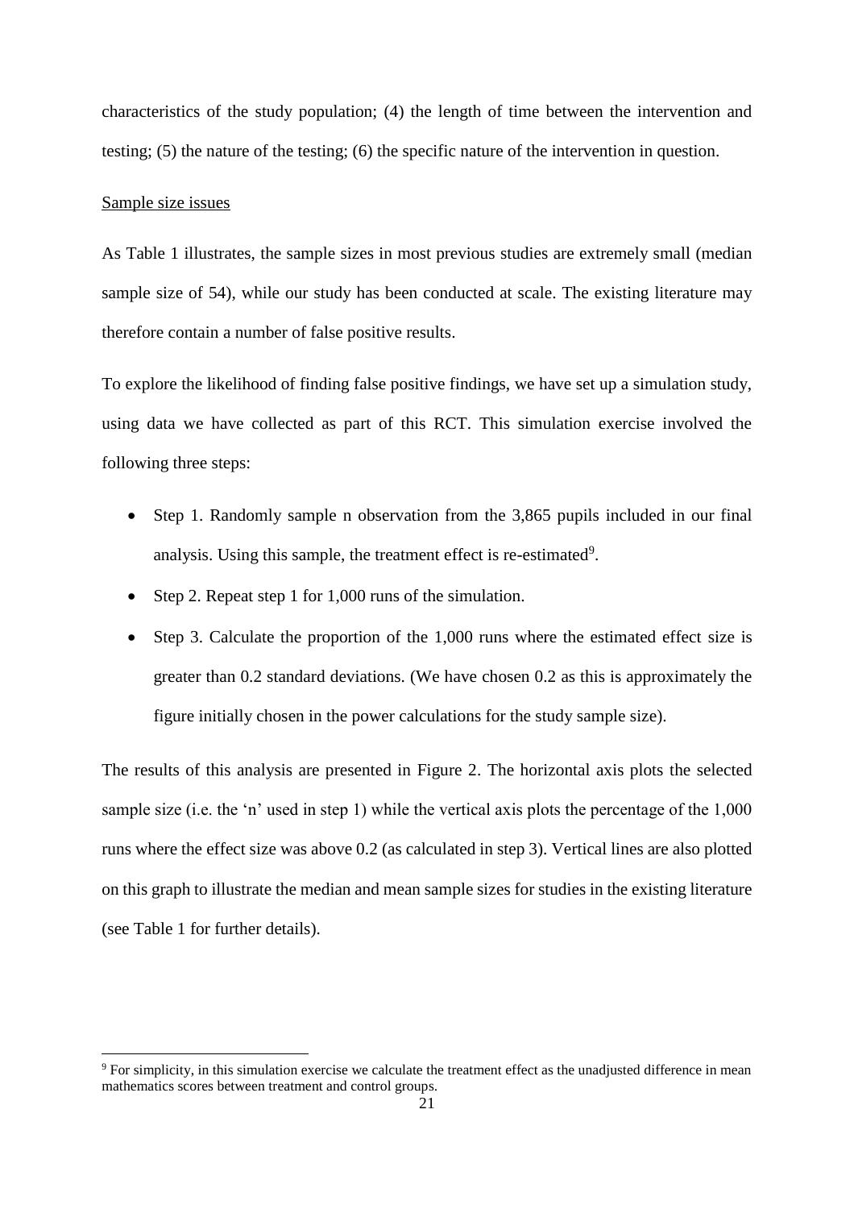characteristics of the study population; (4) the length of time between the intervention and testing; (5) the nature of the testing; (6) the specific nature of the intervention in question.

<u>Sample size issues</u>

As Table 1 illustrates, the sample sizes in most previous studies are extremely small (median sample size of 54), while our study has been conducted at scale. The existing literature may therefore contain a number of false positive results.

To explore the likelihood of finding false positive findings, we have set up a simulation study, using data we have collected as part of this RCT. This simulation exercise involved the following three steps:

- Step 1. Randomly sample n observation from the 3,865 pupils included in our final analysis. Using this sample, the treatment effect is re-estimated[9].
- Step 2. Repeat step 1 for 1,000 runs of the simulation.
- Step 3. Calculate the proportion of the 1,000 runs where the estimated effect size is greater than 0.2 standard deviations. (We have chosen 0.2 as this is approximately the figure initially chosen in the power calculations for the study sample size).

The results of this analysis are presented in Figure 2. The horizontal axis plots the selected sample size (i.e. the 'n' used in step 1) while the vertical axis plots the percentage of the 1,000 runs where the effect size was above 0.2 (as calculated in step 3). Vertical lines are also plotted on this graph to illustrate the median and mean sample sizes for studies in the existing literature (see Table 1 for further details).

[9] For simplicity, in this simulation exercise we calculate the treatment effect as the unadjusted difference in mean mathematics scores between treatment and control groups.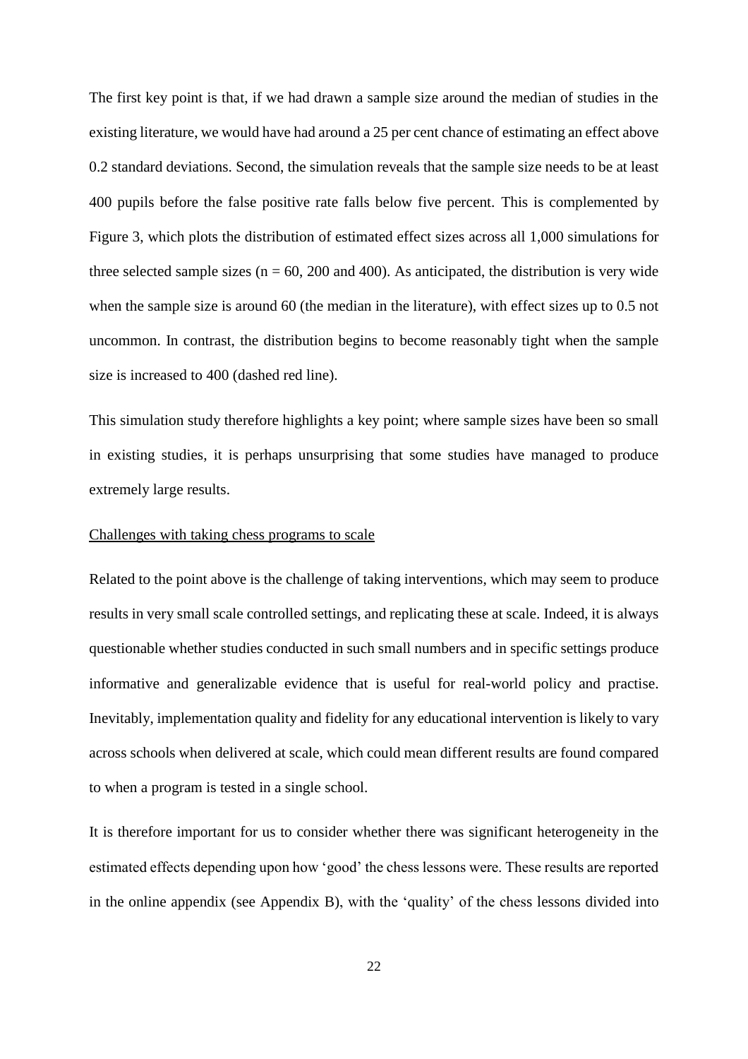The first key point is that, if we had drawn a sample size around the median of studies in the existing literature, we would have had around a 25 per cent chance of estimating an effect above 0.2 standard deviations. Second, the simulation reveals that the sample size needs to be at least 400 pupils before the false positive rate falls below five percent. This is complemented by Figure 3, which plots the distribution of estimated effect sizes across all 1,000 simulations for three selected sample sizes (n = 60, 200 and 400). As anticipated, the distribution is very wide when the sample size is around 60 (the median in the literature), with effect sizes up to 0.5 not uncommon. In contrast, the distribution begins to become reasonably tight when the sample size is increased to 400 (dashed red line).

This simulation study therefore highlights a key point; where sample sizes have been so small in existing studies, it is perhaps unsurprising that some studies have managed to produce extremely large results.

<u>Challenges with taking chess programs to scale</u>

Related to the point above is the challenge of taking interventions, which may seem to produce results in very small scale controlled settings, and replicating these at scale. Indeed, it is always questionable whether studies conducted in such small numbers and in specific settings produce informative and generalizable evidence that is useful for real-world policy and practise. Inevitably, implementation quality and fidelity for any educational intervention is likely to vary across schools when delivered at scale, which could mean different results are found compared to when a program is tested in a single school.

It is therefore important for us to consider whether there was significant heterogeneity in the estimated effects depending upon how 'good' the chess lessons were. These results are reported in the online appendix (see Appendix B), with the 'quality' of the chess lessons divided into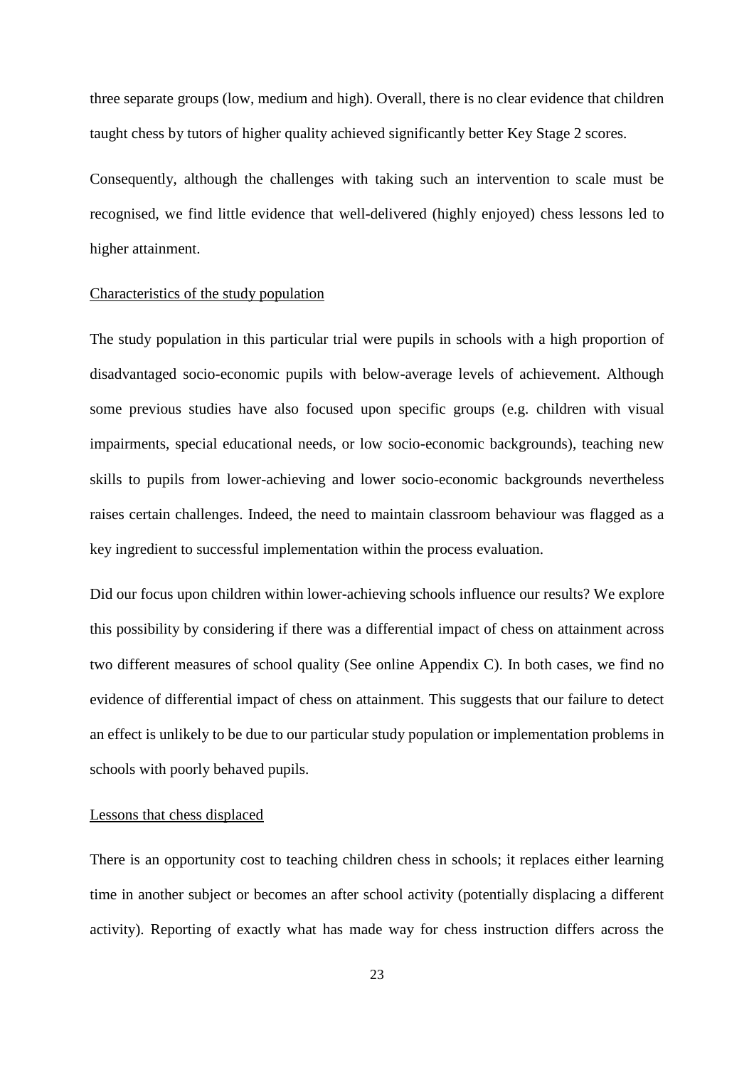three separate groups (low, medium and high). Overall, there is no clear evidence that children taught chess by tutors of higher quality achieved significantly better Key Stage 2 scores.

Consequently, although the challenges with taking such an intervention to scale must be recognised, we find little evidence that well-delivered (highly enjoyed) chess lessons led to higher attainment.

<u>Characteristics of the study population</u>

The study population in this particular trial were pupils in schools with a high proportion of disadvantaged socio-economic pupils with below-average levels of achievement. Although some previous studies have also focused upon specific groups (e.g. children with visual impairments, special educational needs, or low socio-economic backgrounds), teaching new skills to pupils from lower-achieving and lower socio-economic backgrounds nevertheless raises certain challenges. Indeed, the need to maintain classroom behaviour was flagged as a key ingredient to successful implementation within the process evaluation.

Did our focus upon children within lower-achieving schools influence our results? We explore this possibility by considering if there was a differential impact of chess on attainment across two different measures of school quality (See online Appendix C). In both cases, we find no evidence of differential impact of chess on attainment. This suggests that our failure to detect an effect is unlikely to be due to our particular study population or implementation problems in schools with poorly behaved pupils.

<u>Lessons that chess displaced</u>

There is an opportunity cost to teaching children chess in schools; it replaces either learning time in another subject or becomes an after school activity (potentially displacing a different activity). Reporting of exactly what has made way for chess instruction differs across the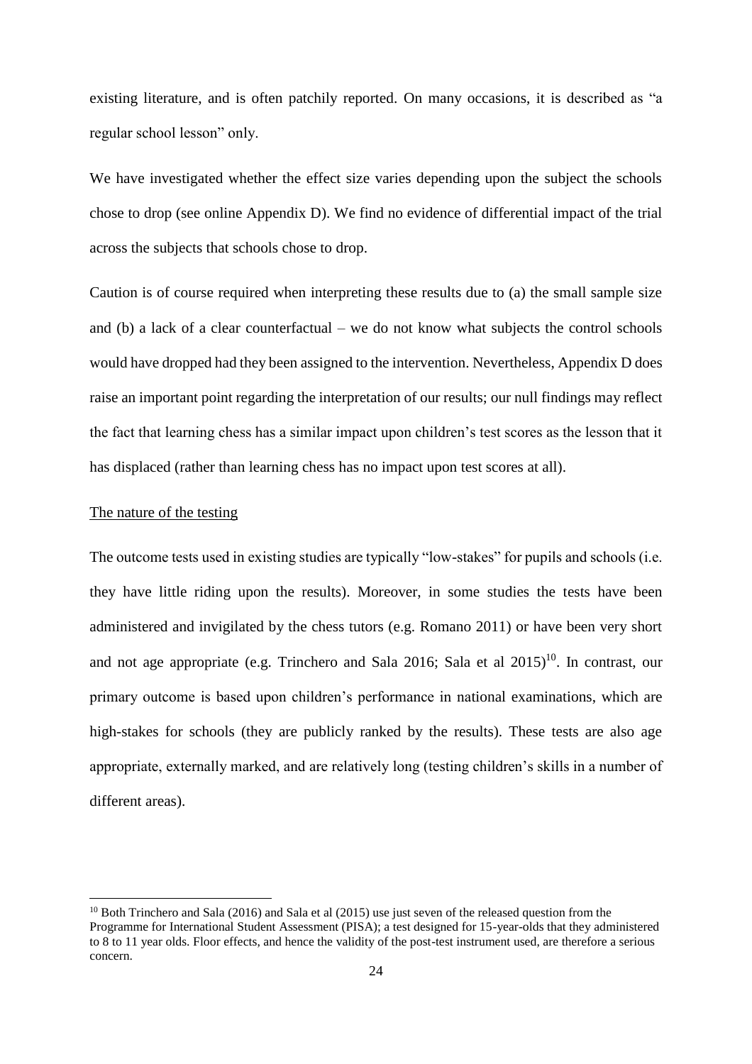existing literature, and is often patchily reported. On many occasions, it is described as "a regular school lesson" only.

We have investigated whether the effect size varies depending upon the subject the schools chose to drop (see online Appendix D). We find no evidence of differential impact of the trial across the subjects that schools chose to drop.

Caution is of course required when interpreting these results due to (a) the small sample size and (b) a lack of a clear counterfactual – we do not know what subjects the control schools would have dropped had they been assigned to the intervention. Nevertheless, Appendix D does raise an important point regarding the interpretation of our results; our null findings may reflect the fact that learning chess has a similar impact upon children's test scores as the lesson that it has displaced (rather than learning chess has no impact upon test scores at all).

The nature of the testing

The outcome tests used in existing studies are typically "low-stakes" for pupils and schools (i.e. they have little riding upon the results). Moreover, in some studies the tests have been administered and invigilated by the chess tutors (e.g. Romano 2011) or have been very short and not age appropriate (e.g. Trinchero and Sala 2016; Sala et al 2015)[10]. In contrast, our primary outcome is based upon children's performance in national examinations, which are high-stakes for schools (they are publicly ranked by the results). These tests are also age appropriate, externally marked, and are relatively long (testing children's skills in a number of different areas).

[10] Both Trinchero and Sala (2016) and Sala et al (2015) use just seven of the released question from the Programme for International Student Assessment (PISA); a test designed for 15-year-olds that they administered to 8 to 11 year olds. Floor effects, and hence the validity of the post-test instrument used, are therefore a serious concern.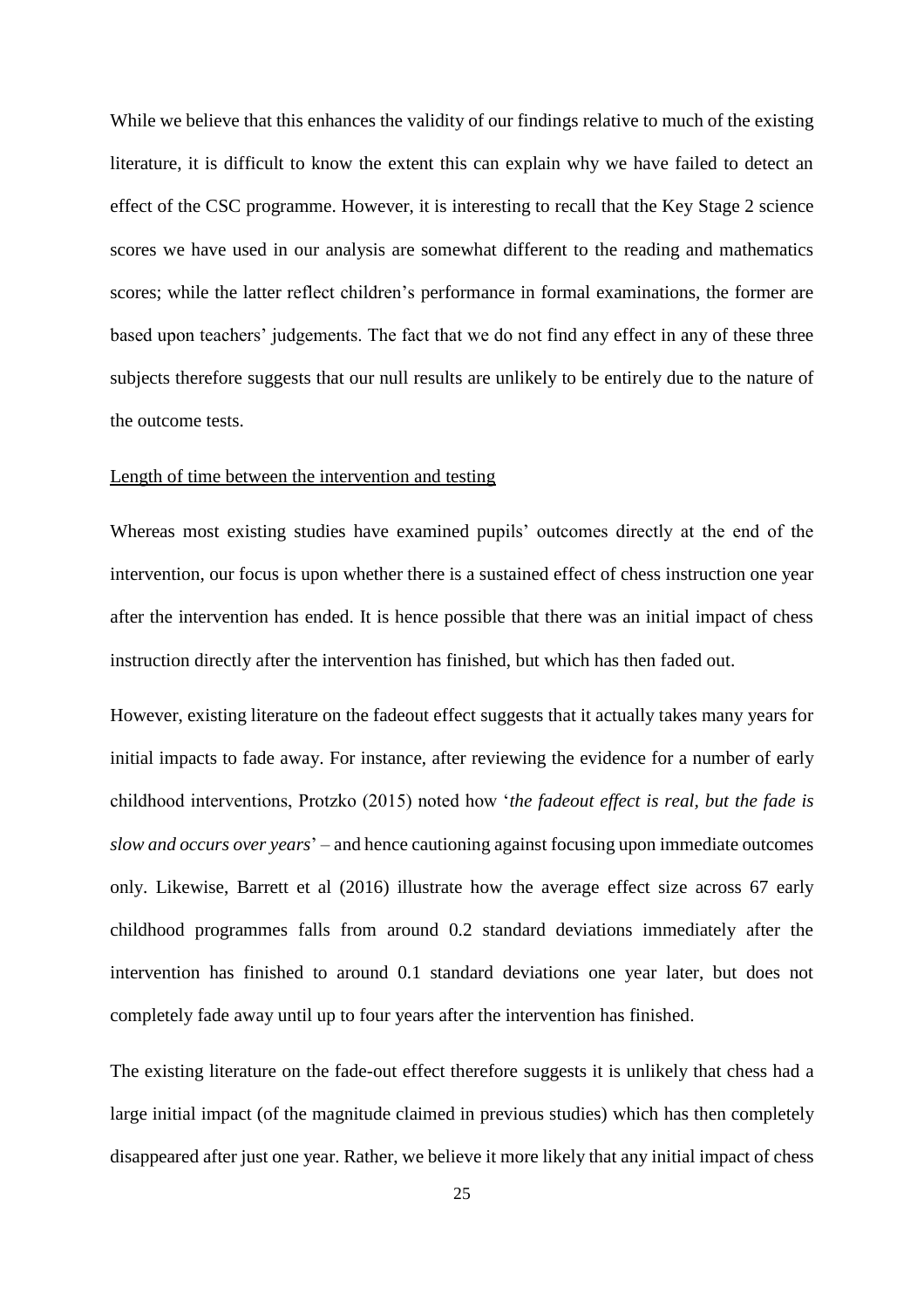While we believe that this enhances the validity of our findings relative to much of the existing literature, it is difficult to know the extent this can explain why we have failed to detect an effect of the CSC programme. However, it is interesting to recall that the Key Stage 2 science scores we have used in our analysis are somewhat different to the reading and mathematics scores; while the latter reflect children's performance in formal examinations, the former are based upon teachers' judgements. The fact that we do not find any effect in any of these three subjects therefore suggests that our null results are unlikely to be entirely due to the nature of the outcome tests.

<u>Length of time between the intervention and testing</u>

Whereas most existing studies have examined pupils' outcomes directly at the end of the intervention, our focus is upon whether there is a sustained effect of chess instruction one year after the intervention has ended. It is hence possible that there was an initial impact of chess instruction directly after the intervention has finished, but which has then faded out.

However, existing literature on the fadeout effect suggests that it actually takes many years for initial impacts to fade away. For instance, after reviewing the evidence for a number of early childhood interventions, Protzko (2015) noted how '*the fadeout effect is real, but the fade is slow and occurs over years*' – and hence cautioning against focusing upon immediate outcomes only. Likewise, Barrett et al (2016) illustrate how the average effect size across 67 early childhood programmes falls from around 0.2 standard deviations immediately after the intervention has finished to around 0.1 standard deviations one year later, but does not completely fade away until up to four years after the intervention has finished.

The existing literature on the fade-out effect therefore suggests it is unlikely that chess had a large initial impact (of the magnitude claimed in previous studies) which has then completely disappeared after just one year. Rather, we believe it more likely that any initial impact of chess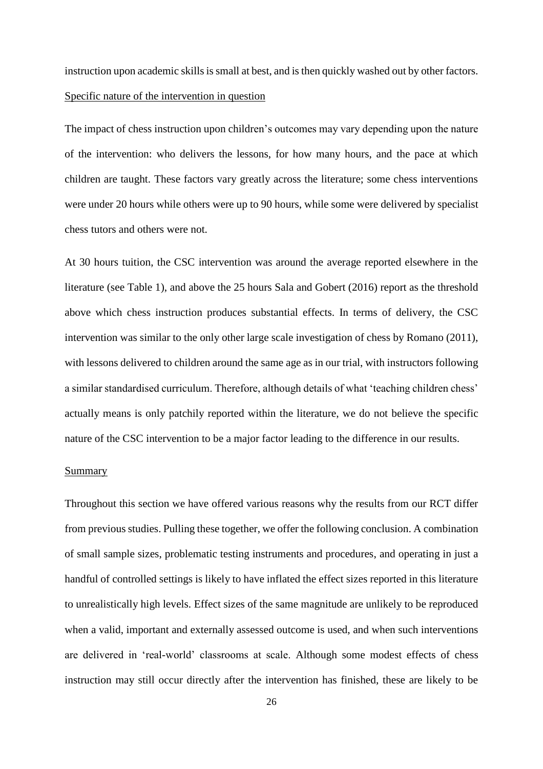instruction upon academic skills is small at best, and is then quickly washed out by other factors.

<u>Specific nature of the intervention in question</u>

The impact of chess instruction upon children's outcomes may vary depending upon the nature of the intervention: who delivers the lessons, for how many hours, and the pace at which children are taught. These factors vary greatly across the literature; some chess interventions were under 20 hours while others were up to 90 hours, while some were delivered by specialist chess tutors and others were not.

At 30 hours tuition, the CSC intervention was around the average reported elsewhere in the literature (see Table 1), and above the 25 hours Sala and Gobert (2016) report as the threshold above which chess instruction produces substantial effects. In terms of delivery, the CSC intervention was similar to the only other large scale investigation of chess by Romano (2011), with lessons delivered to children around the same age as in our trial, with instructors following a similar standardised curriculum. Therefore, although details of what 'teaching children chess' actually means is only patchily reported within the literature, we do not believe the specific nature of the CSC intervention to be a major factor leading to the difference in our results.

<u>Summary</u>

Throughout this section we have offered various reasons why the results from our RCT differ from previous studies. Pulling these together, we offer the following conclusion. A combination of small sample sizes, problematic testing instruments and procedures, and operating in just a handful of controlled settings is likely to have inflated the effect sizes reported in this literature to unrealistically high levels. Effect sizes of the same magnitude are unlikely to be reproduced when a valid, important and externally assessed outcome is used, and when such interventions are delivered in 'real-world' classrooms at scale. Although some modest effects of chess instruction may still occur directly after the intervention has finished, these are likely to be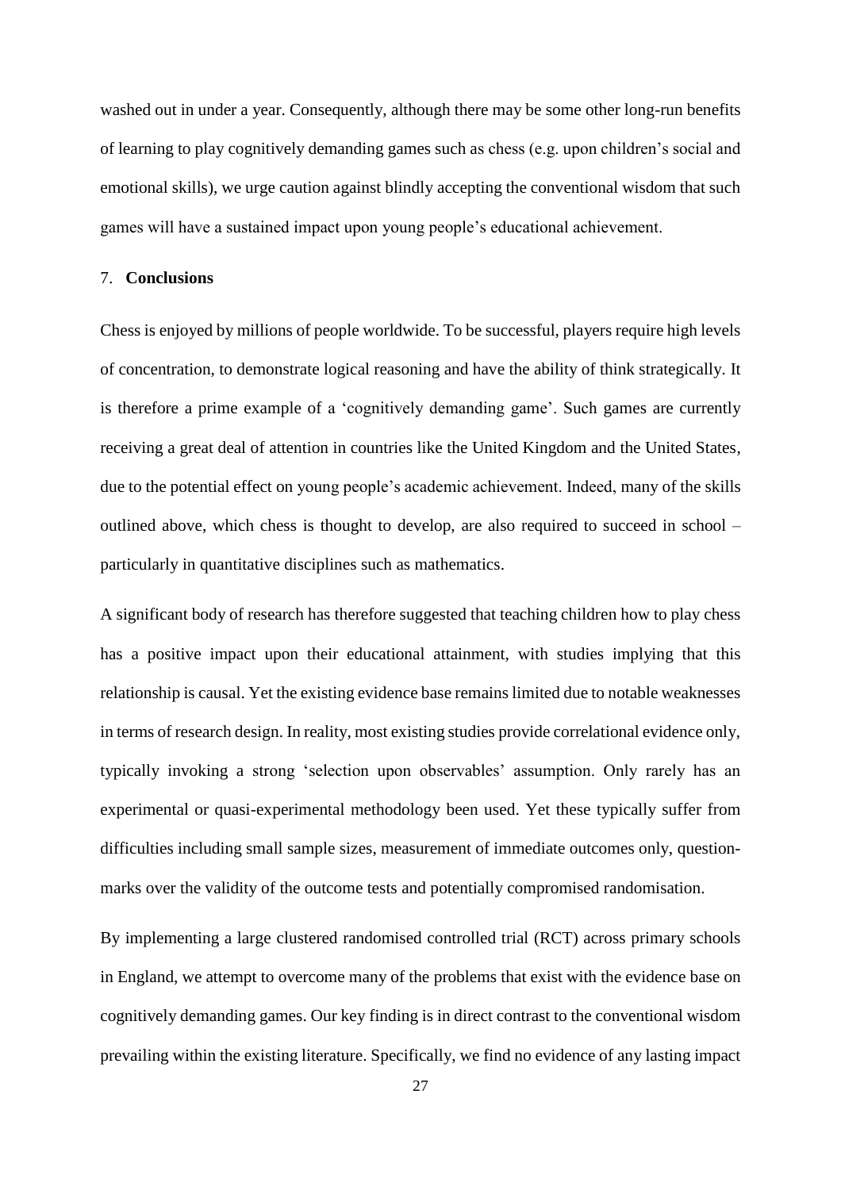washed out in under a year. Consequently, although there may be some other long-run benefits of learning to play cognitively demanding games such as chess (e.g. upon children's social and emotional skills), we urge caution against blindly accepting the conventional wisdom that such games will have a sustained impact upon young people's educational achievement.

## 7. **Conclusions**

Chess is enjoyed by millions of people worldwide. To be successful, players require high levels of concentration, to demonstrate logical reasoning and have the ability of think strategically. It is therefore a prime example of a 'cognitively demanding game'. Such games are currently receiving a great deal of attention in countries like the United Kingdom and the United States, due to the potential effect on young people's academic achievement. Indeed, many of the skills outlined above, which chess is thought to develop, are also required to succeed in school – particularly in quantitative disciplines such as mathematics.

A significant body of research has therefore suggested that teaching children how to play chess has a positive impact upon their educational attainment, with studies implying that this relationship is causal. Yet the existing evidence base remains limited due to notable weaknesses in terms of research design. In reality, most existing studies provide correlational evidence only, typically invoking a strong 'selection upon observables' assumption. Only rarely has an experimental or quasi-experimental methodology been used. Yet these typically suffer from difficulties including small sample sizes, measurement of immediate outcomes only, question-marks over the validity of the outcome tests and potentially compromised randomisation.

By implementing a large clustered randomised controlled trial (RCT) across primary schools in England, we attempt to overcome many of the problems that exist with the evidence base on cognitively demanding games. Our key finding is in direct contrast to the conventional wisdom prevailing within the existing literature. Specifically, we find no evidence of any lasting impact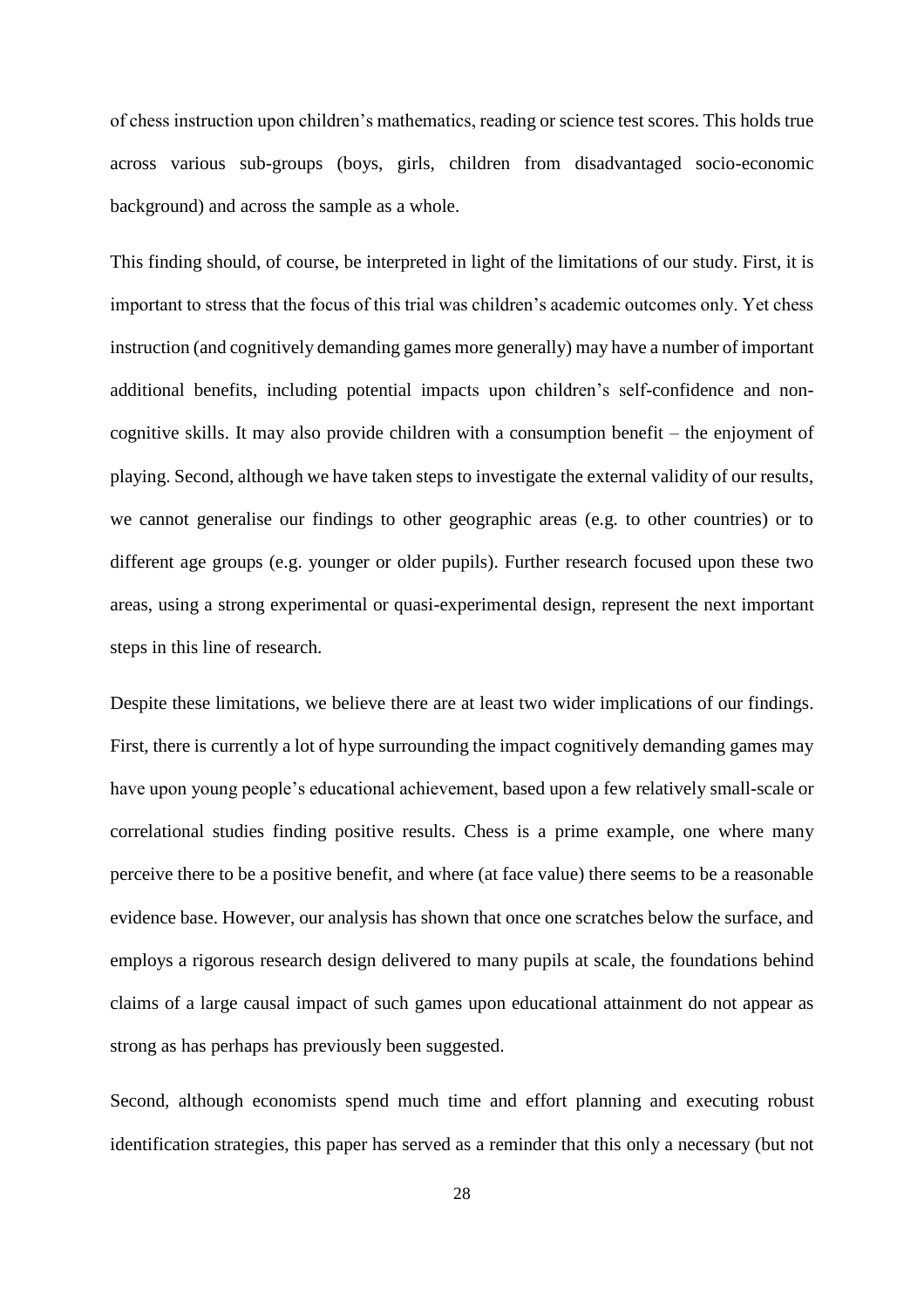of chess instruction upon children's mathematics, reading or science test scores. This holds true across various sub-groups (boys, girls, children from disadvantaged socio-economic background) and across the sample as a whole.

This finding should, of course, be interpreted in light of the limitations of our study. First, it is important to stress that the focus of this trial was children's academic outcomes only. Yet chess instruction (and cognitively demanding games more generally) may have a number of important additional benefits, including potential impacts upon children's self-confidence and non-cognitive skills. It may also provide children with a consumption benefit – the enjoyment of playing. Second, although we have taken steps to investigate the external validity of our results, we cannot generalise our findings to other geographic areas (e.g. to other countries) or to different age groups (e.g. younger or older pupils). Further research focused upon these two areas, using a strong experimental or quasi-experimental design, represent the next important steps in this line of research.

Despite these limitations, we believe there are at least two wider implications of our findings. First, there is currently a lot of hype surrounding the impact cognitively demanding games may have upon young people's educational achievement, based upon a few relatively small-scale or correlational studies finding positive results. Chess is a prime example, one where many perceive there to be a positive benefit, and where (at face value) there seems to be a reasonable evidence base. However, our analysis has shown that once one scratches below the surface, and employs a rigorous research design delivered to many pupils at scale, the foundations behind claims of a large causal impact of such games upon educational attainment do not appear as strong as has perhaps has previously been suggested.

Second, although economists spend much time and effort planning and executing robust identification strategies, this paper has served as a reminder that this only a necessary (but not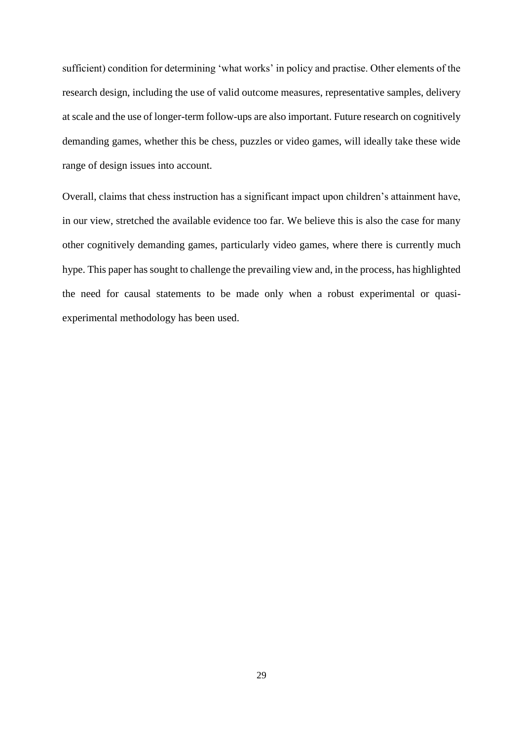sufficient) condition for determining 'what works' in policy and practise. Other elements of the research design, including the use of valid outcome measures, representative samples, delivery at scale and the use of longer-term follow-ups are also important. Future research on cognitively demanding games, whether this be chess, puzzles or video games, will ideally take these wide range of design issues into account.

Overall, claims that chess instruction has a significant impact upon children's attainment have, in our view, stretched the available evidence too far. We believe this is also the case for many other cognitively demanding games, particularly video games, where there is currently much hype. This paper has sought to challenge the prevailing view and, in the process, has highlighted the need for causal statements to be made only when a robust experimental or quasi-experimental methodology has been used.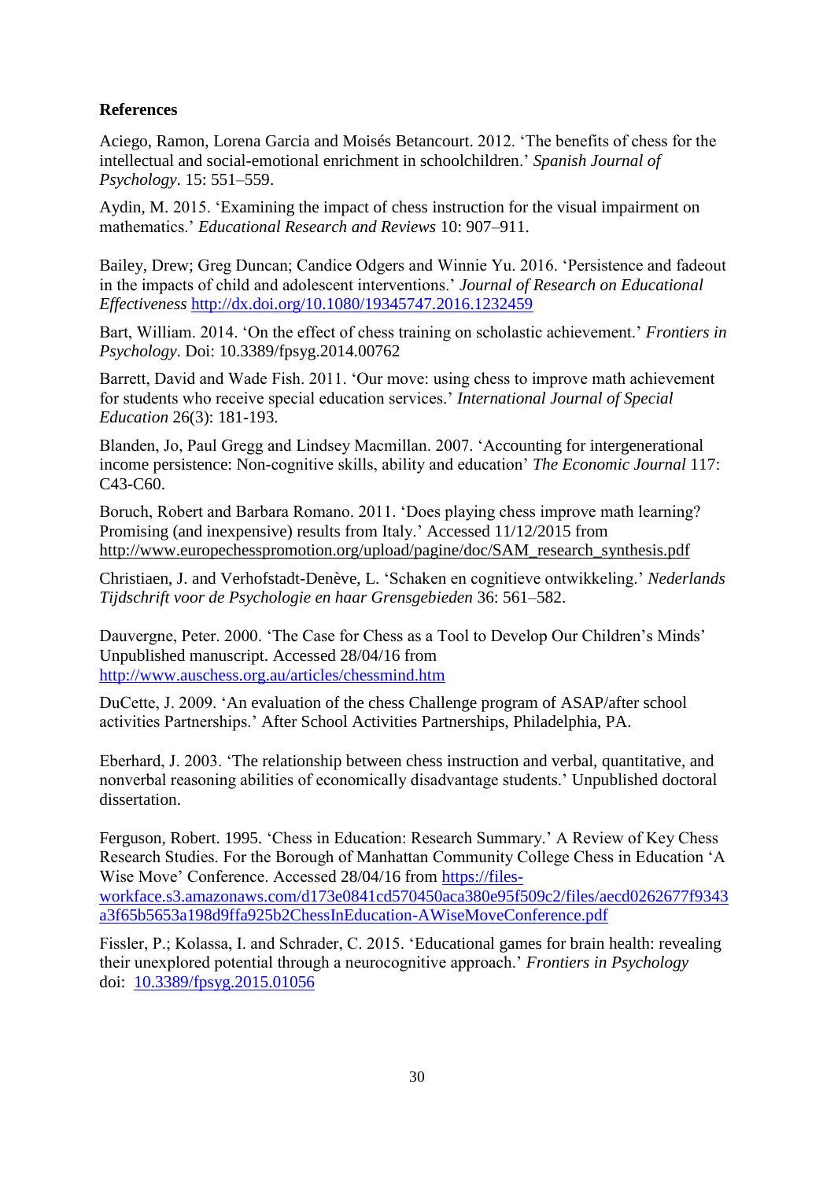**References**

Aciego, Ramon, Lorena Garcia and Moisés Betancourt. 2012. 'The benefits of chess for the intellectual and social-emotional enrichment in schoolchildren.' *Spanish Journal of Psychology*. 15: 551–559.

Aydin, M. 2015. 'Examining the impact of chess instruction for the visual impairment on mathematics.' *Educational Research and Reviews* 10: 907–911.

Bailey, Drew; Greg Duncan; Candice Odgers and Winnie Yu. 2016. 'Persistence and fadeout in the impacts of child and adolescent interventions.' *Journal of Research on Educational Effectiveness* http://dx.doi.org/10.1080/19345747.2016.1232459

Bart, William. 2014. 'On the effect of chess training on scholastic achievement.' *Frontiers in Psychology*. Doi: 10.3389/fpsyg.2014.00762

Barrett, David and Wade Fish. 2011. 'Our move: using chess to improve math achievement for students who receive special education services.' *International Journal of Special Education* 26(3): 181-193.

Blanden, Jo, Paul Gregg and Lindsey Macmillan. 2007. 'Accounting for intergenerational income persistence: Non-cognitive skills, ability and education' *The Economic Journal* 117: C43-C60.

Boruch, Robert and Barbara Romano. 2011. 'Does playing chess improve math learning? Promising (and inexpensive) results from Italy.' Accessed 11/12/2015 from http://www.europechesspromotion.org/upload/pagine/doc/SAM_research_synthesis.pdf

Christiaen, J. and Verhofstadt-Denève, L. 'Schaken en cognitieve ontwikkeling.' *Nederlands Tijdschrift voor de Psychologie en haar Grensgebieden* 36: 561–582.

Dauvergne, Peter. 2000. 'The Case for Chess as a Tool to Develop Our Children's Minds' Unpublished manuscript. Accessed 28/04/16 from http://www.auschess.org.au/articles/chessmind.htm

DuCette, J. 2009. 'An evaluation of the chess Challenge program of ASAP/after school activities Partnerships.' After School Activities Partnerships, Philadelphia, PA.

Eberhard, J. 2003. 'The relationship between chess instruction and verbal, quantitative, and nonverbal reasoning abilities of economically disadvantage students.' Unpublished doctoral dissertation.

Ferguson, Robert. 1995. 'Chess in Education: Research Summary.' A Review of Key Chess Research Studies. For the Borough of Manhattan Community College Chess in Education 'A Wise Move' Conference. Accessed 28/04/16 from https://files-workface.s3.amazonaws.com/d173e0841cd570450aca380e95f509c2/files/aecd0262677f9343a3f65b5653a198d9ffa925b2ChessInEducation-AWiseMoveConference.pdf

Fissler, P.; Kolassa, I. and Schrader, C. 2015. 'Educational games for brain health: revealing their unexplored potential through a neurocognitive approach.' *Frontiers in Psychology* doi: 10.3389/fpsyg.2015.01056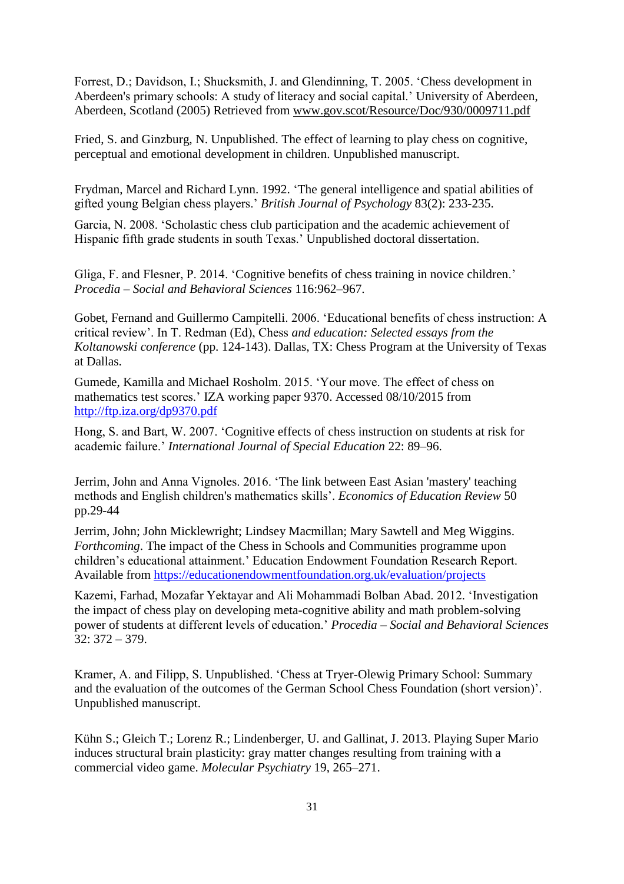Forrest, D.; Davidson, I.; Shucksmith, J. and Glendinning, T. 2005. 'Chess development in Aberdeen's primary schools: A study of literacy and social capital.' University of Aberdeen, Aberdeen, Scotland (2005) Retrieved from www.gov.scot/Resource/Doc/930/0009711.pdf

Fried, S. and Ginzburg, N. Unpublished. The effect of learning to play chess on cognitive, perceptual and emotional development in children. Unpublished manuscript.

Frydman, Marcel and Richard Lynn. 1992. 'The general intelligence and spatial abilities of gifted young Belgian chess players.' *British Journal of Psychology* 83(2): 233-235.

Garcia, N. 2008. 'Scholastic chess club participation and the academic achievement of Hispanic fifth grade students in south Texas.' Unpublished doctoral dissertation.

Gliga, F. and Flesner, P. 2014. 'Cognitive benefits of chess training in novice children.' *Procedia – Social and Behavioral Sciences* 116:962–967.

Gobet, Fernand and Guillermo Campitelli. 2006. 'Educational benefits of chess instruction: A critical review'. In T. Redman (Ed), Chess *and education: Selected essays from the Koltanowski conference* (pp. 124-143). Dallas, TX: Chess Program at the University of Texas at Dallas.

Gumede, Kamilla and Michael Rosholm. 2015. 'Your move. The effect of chess on mathematics test scores.' IZA working paper 9370. Accessed 08/10/2015 from http://ftp.iza.org/dp9370.pdf

Hong, S. and Bart, W. 2007. 'Cognitive effects of chess instruction on students at risk for academic failure.' *International Journal of Special Education* 22: 89–96.

Jerrim, John and Anna Vignoles. 2016. 'The link between East Asian 'mastery' teaching methods and English children's mathematics skills'. *Economics of Education Review* 50 pp.29-44

Jerrim, John; John Micklewright; Lindsey Macmillan; Mary Sawtell and Meg Wiggins. *Forthcoming*. The impact of the Chess in Schools and Communities programme upon children's educational attainment.' Education Endowment Foundation Research Report. Available from https://educationendowmentfoundation.org.uk/evaluation/projects

Kazemi, Farhad, Mozafar Yektayar and Ali Mohammadi Bolban Abad. 2012. 'Investigation the impact of chess play on developing meta-cognitive ability and math problem-solving power of students at different levels of education.' *Procedia – Social and Behavioral Sciences* 32: 372 – 379.

Kramer, A. and Filipp, S. Unpublished. 'Chess at Tryer-Olewig Primary School: Summary and the evaluation of the outcomes of the German School Chess Foundation (short version)'. Unpublished manuscript.

Kühn S.; Gleich T.; Lorenz R.; Lindenberger, U. and Gallinat, J. 2013. Playing Super Mario induces structural brain plasticity: gray matter changes resulting from training with a commercial video game. *Molecular Psychiatry* 19, 265–271.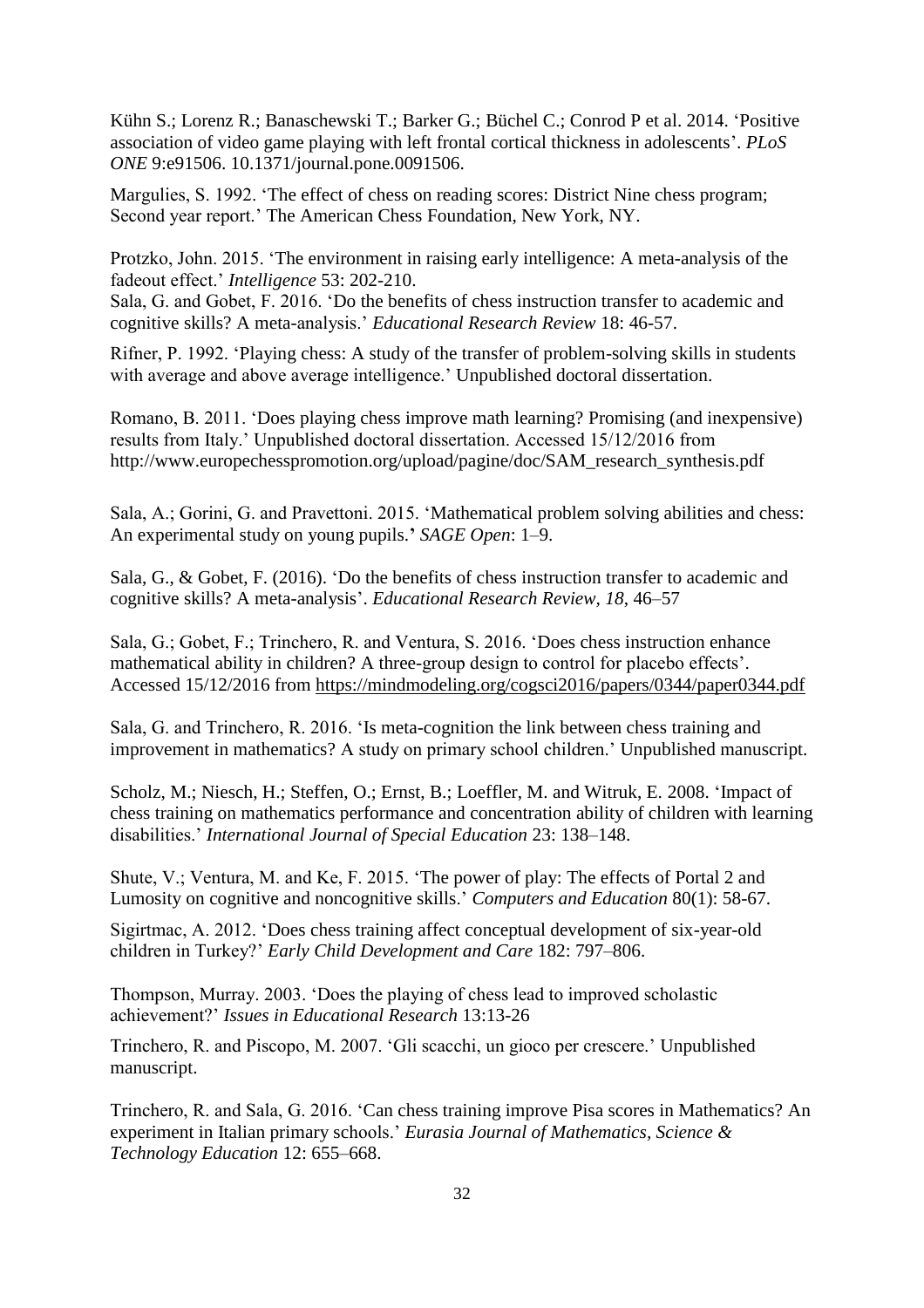Kühn S.; Lorenz R.; Banaschewski T.; Barker G.; Büchel C.; Conrod P et al. 2014. 'Positive association of video game playing with left frontal cortical thickness in adolescents'. *PLoS ONE* 9:e91506. 10.1371/journal.pone.0091506.

Margulies, S. 1992. 'The effect of chess on reading scores: District Nine chess program; Second year report.' The American Chess Foundation, New York, NY.

Protzko, John. 2015. 'The environment in raising early intelligence: A meta-analysis of the fadeout effect.' *Intelligence* 53: 202-210.

Sala, G. and Gobet, F. 2016. 'Do the benefits of chess instruction transfer to academic and cognitive skills? A meta-analysis.' *Educational Research Review* 18: 46-57.

Rifner, P. 1992. 'Playing chess: A study of the transfer of problem-solving skills in students with average and above average intelligence.' Unpublished doctoral dissertation.

Romano, B. 2011. 'Does playing chess improve math learning? Promising (and inexpensive) results from Italy.' Unpublished doctoral dissertation. Accessed 15/12/2016 from http://www.europechesspromotion.org/upload/pagine/doc/SAM_research_synthesis.pdf

Sala, A.; Gorini, G. and Pravettoni. 2015. 'Mathematical problem solving abilities and chess: An experimental study on young pupils.**'** *SAGE Open*: 1–9.

Sala, G., & Gobet, F. (2016). 'Do the benefits of chess instruction transfer to academic and cognitive skills? A meta-analysis'. *Educational Research Review, 18*, 46–57

Sala, G.; Gobet, F.; Trinchero, R. and Ventura, S. 2016. 'Does chess instruction enhance mathematical ability in children? A three-group design to control for placebo effects'. Accessed 15/12/2016 from https://mindmodeling.org/cogsci2016/papers/0344/paper0344.pdf

Sala, G. and Trinchero, R. 2016. 'Is meta-cognition the link between chess training and improvement in mathematics? A study on primary school children.' Unpublished manuscript.

Scholz, M.; Niesch, H.; Steffen, O.; Ernst, B.; Loeffler, M. and Witruk, E. 2008. 'Impact of chess training on mathematics performance and concentration ability of children with learning disabilities.' *International Journal of Special Education* 23: 138–148.

Shute, V.; Ventura, M. and Ke, F. 2015. 'The power of play: The effects of Portal 2 and Lumosity on cognitive and noncognitive skills.' *Computers and Education* 80(1): 58-67.

Sigirtmac, A. 2012. 'Does chess training affect conceptual development of six-year-old children in Turkey?' *Early Child Development and Care* 182: 797–806.

Thompson, Murray. 2003. 'Does the playing of chess lead to improved scholastic achievement?' *Issues in Educational Research* 13:13-26

Trinchero, R. and Piscopo, M. 2007. 'Gli scacchi, un gioco per crescere.' Unpublished manuscript.

Trinchero, R. and Sala, G. 2016. 'Can chess training improve Pisa scores in Mathematics? An experiment in Italian primary schools.' *Eurasia Journal of Mathematics, Science & Technology Education* 12: 655–668.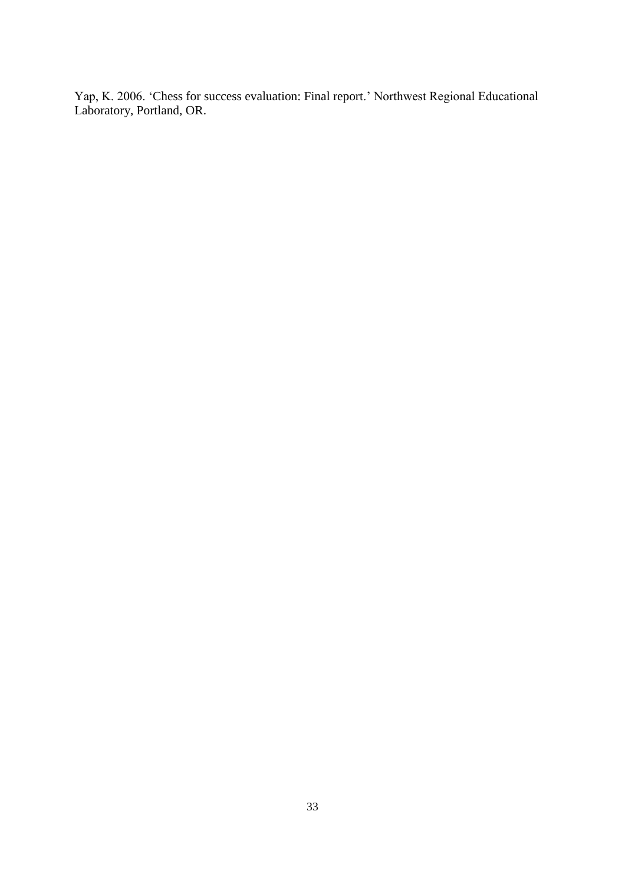Yap, K. 2006. 'Chess for success evaluation: Final report.' Northwest Regional Educational Laboratory, Portland, OR.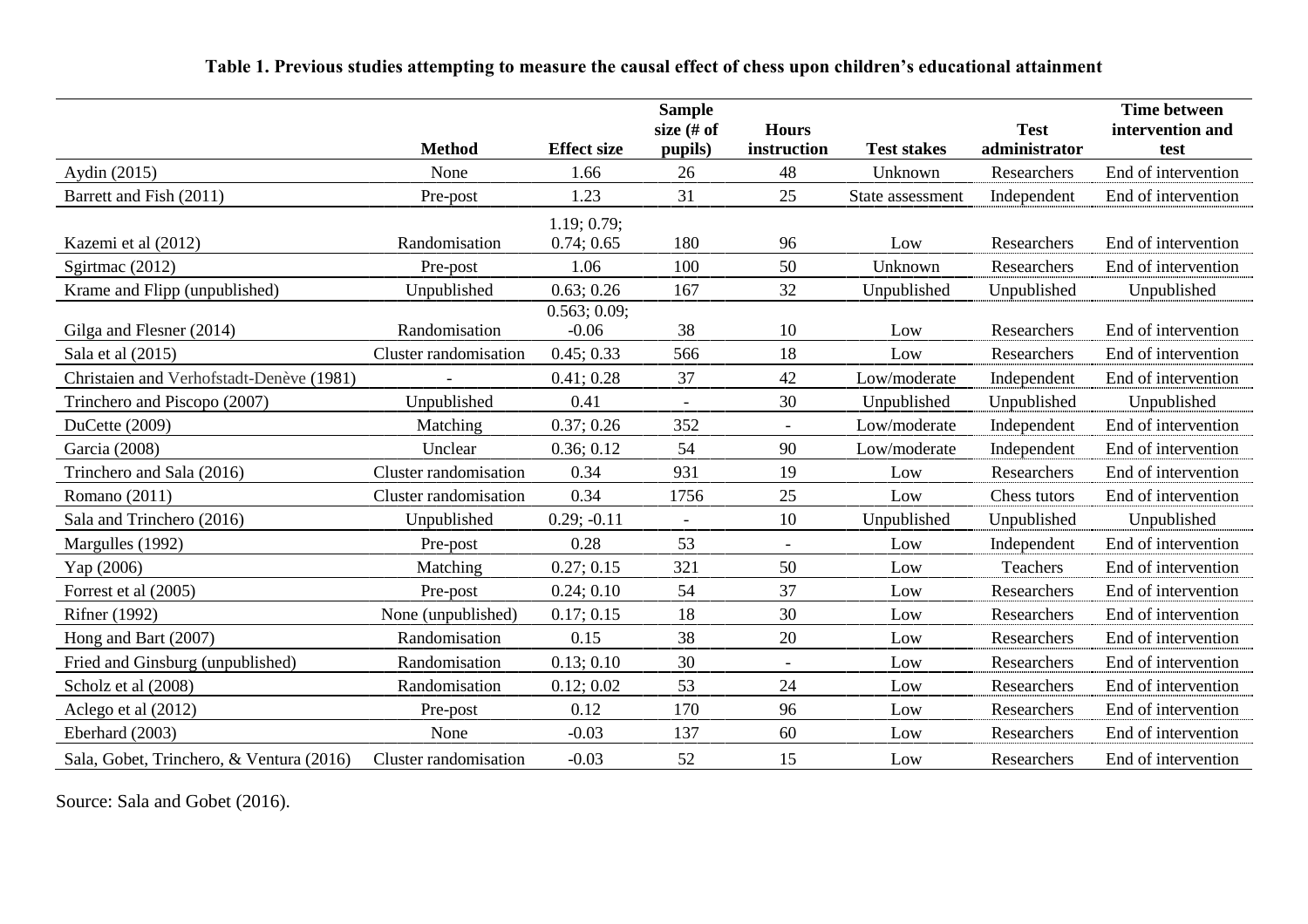**Table 1. Previous studies attempting to measure the causal effect of chess upon children's educational attainment**

| | Method | Effect size | Sample size (# of pupils) | Hours instruction | Test stakes | Test administrator | Time between intervention and test |
|---|---|---|---|---|---|---|---|
| Aydin (2015) | None | 1.66 | 26 | 48 | Unknown | Researchers | End of intervention |
| Barrett and Fish (2011) | Pre-post | 1.23 | 31 | 25 | State assessment | Independent | End of intervention |
| Kazemi et al (2012) | Randomisation | 1.19; 0.79; 0.74; 0.65 | 180 | 96 | Low | Researchers | End of intervention |
| Sgirtmac (2012) | Pre-post | 1.06 | 100 | 50 | Unknown | Researchers | End of intervention |
| Krame and Flipp (unpublished) | Unpublished | 0.63; 0.26 | 167 | 32 | Unpublished | Unpublished | Unpublished |
| Gilga and Flesner (2014) | Randomisation | 0.563; 0.09; -0.06 | 38 | 10 | Low | Researchers | End of intervention |
| Sala et al (2015) | Cluster randomisation | 0.45; 0.33 | 566 | 18 | Low | Researchers | End of intervention |
| Christaien and Verhofstadt-Denève (1981) | - | 0.41; 0.28 | 37 | 42 | Low/moderate | Independent | End of intervention |
| Trinchero and Piscopo (2007) | Unpublished | 0.41 | - | 30 | Unpublished | Unpublished | Unpublished |
| DuCette (2009) | Matching | 0.37; 0.26 | 352 | - | Low/moderate | Independent | End of intervention |
| Garcia (2008) | Unclear | 0.36; 0.12 | 54 | 90 | Low/moderate | Independent | End of intervention |
| Trinchero and Sala (2016) | Cluster randomisation | 0.34 | 931 | 19 | Low | Researchers | End of intervention |
| Romano (2011) | Cluster randomisation | 0.34 | 1756 | 25 | Low | Chess tutors | End of intervention |
| Sala and Trinchero (2016) | Unpublished | 0.29; -0.11 | - | 10 | Unpublished | Unpublished | Unpublished |
| Margulles (1992) | Pre-post | 0.28 | 53 | - | Low | Independent | End of intervention |
| Yap (2006) | Matching | 0.27; 0.15 | 321 | 50 | Low | Teachers | End of intervention |
| Forrest et al (2005) | Pre-post | 0.24; 0.10 | 54 | 37 | Low | Researchers | End of intervention |
| Rifner (1992) | None (unpublished) | 0.17; 0.15 | 18 | 30 | Low | Researchers | End of intervention |
| Hong and Bart (2007) | Randomisation | 0.15 | 38 | 20 | Low | Researchers | End of intervention |
| Fried and Ginsburg (unpublished) | Randomisation | 0.13; 0.10 | 30 | - | Low | Researchers | End of intervention |
| Scholz et al (2008) | Randomisation | 0.12; 0.02 | 53 | 24 | Low | Researchers | End of intervention |
| Aclego et al (2012) | Pre-post | 0.12 | 170 | 96 | Low | Researchers | End of intervention |
| Eberhard (2003) | None | -0.03 | 137 | 60 | Low | Researchers | End of intervention |
| Sala, Gobet, Trinchero, & Ventura (2016) | Cluster randomisation | -0.03 | 52 | 15 | Low | Researchers | End of intervention |

Source: Sala and Gobet (2016).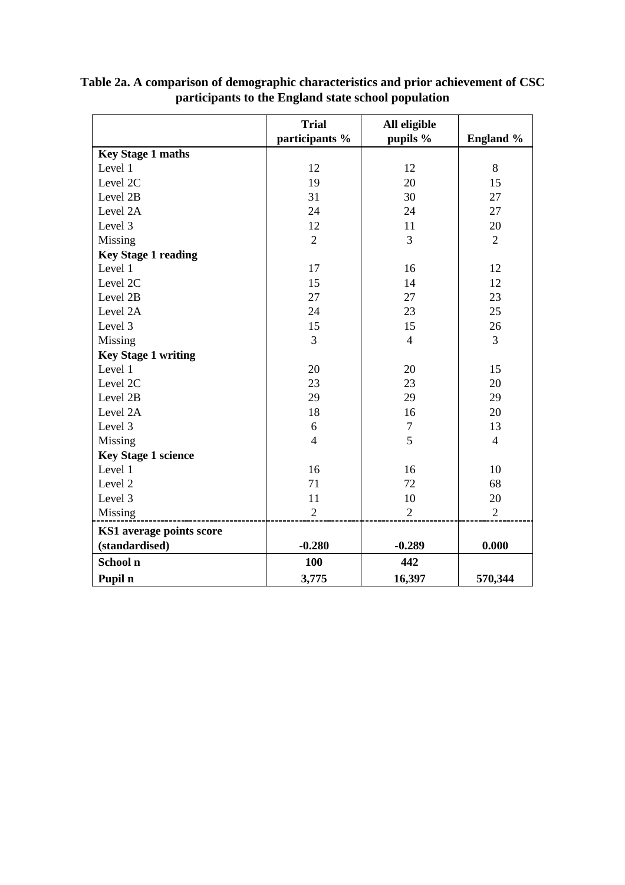**Table 2a. A comparison of demographic characteristics and prior achievement of CSC participants to the England state school population**

| | Trial participants % | All eligible pupils % | England % |
|---|---|---|---|
| **Key Stage 1 maths** | | | |
| Level 1 | 12 | 12 | 8 |
| Level 2C | 19 | 20 | 15 |
| Level 2B | 31 | 30 | 27 |
| Level 2A | 24 | 24 | 27 |
| Level 3 | 12 | 11 | 20 |
| Missing | 2 | 3 | 2 |
| **Key Stage 1 reading** | | | |
| Level 1 | 17 | 16 | 12 |
| Level 2C | 15 | 14 | 12 |
| Level 2B | 27 | 27 | 23 |
| Level 2A | 24 | 23 | 25 |
| Level 3 | 15 | 15 | 26 |
| Missing | 3 | 4 | 3 |
| **Key Stage 1 writing** | | | |
| Level 1 | 20 | 20 | 15 |
| Level 2C | 23 | 23 | 20 |
| Level 2B | 29 | 29 | 29 |
| Level 2A | 18 | 16 | 20 |
| Level 3 | 6 | 7 | 13 |
| Missing | 4 | 5 | 4 |
| **Key Stage 1 science** | | | |
| Level 1 | 16 | 16 | 10 |
| Level 2 | 71 | 72 | 68 |
| Level 3 | 11 | 10 | 20 |
| Missing | 2 | 2 | 2 |
| **KS1 average points score (standardised)** | **-0.280** | **-0.289** | **0.000** |
| **School n** | **100** | **442** | |
| **Pupil n** | **3,775** | **16,397** | **570,344** |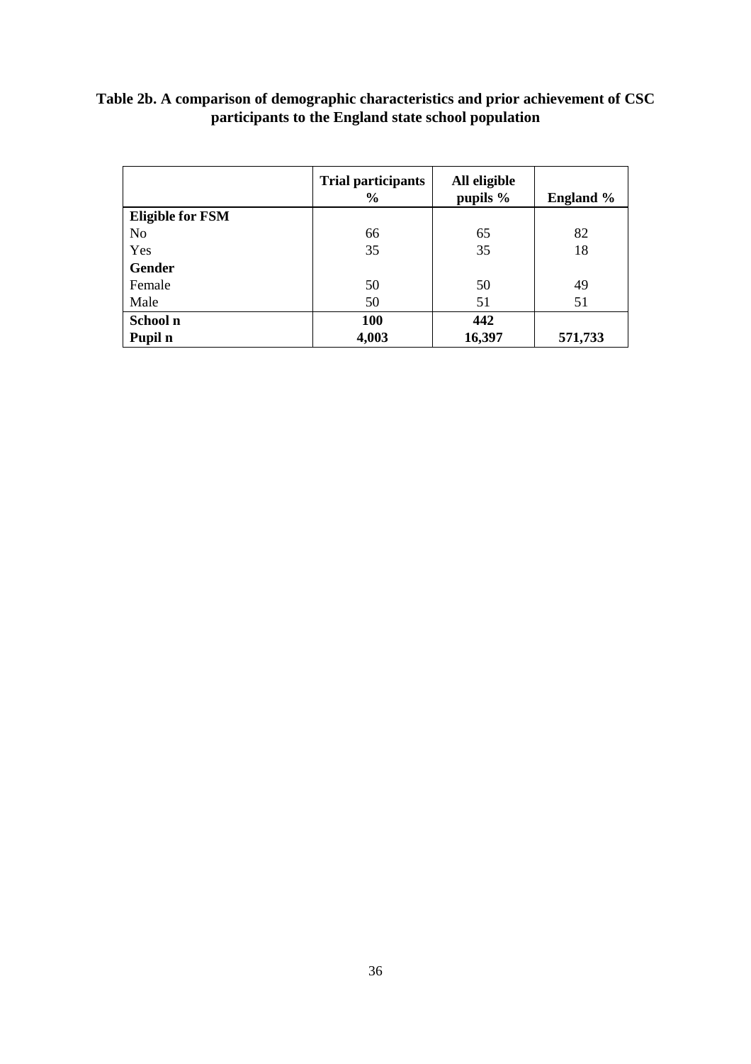**Table 2b. A comparison of demographic characteristics and prior achievement of CSC participants to the England state school population**

| | Trial participants % | All eligible pupils % | England % |
|---|---|---|---|
| **Eligible for FSM** | | | |
| No | 66 | 65 | 82 |
| Yes | 35 | 35 | 18 |
| **Gender** | | | |
| Female | 50 | 50 | 49 |
| Male | 50 | 51 | 51 |
| **School n** | **100** | **442** | |
| **Pupil n** | **4,003** | **16,397** | **571,733** |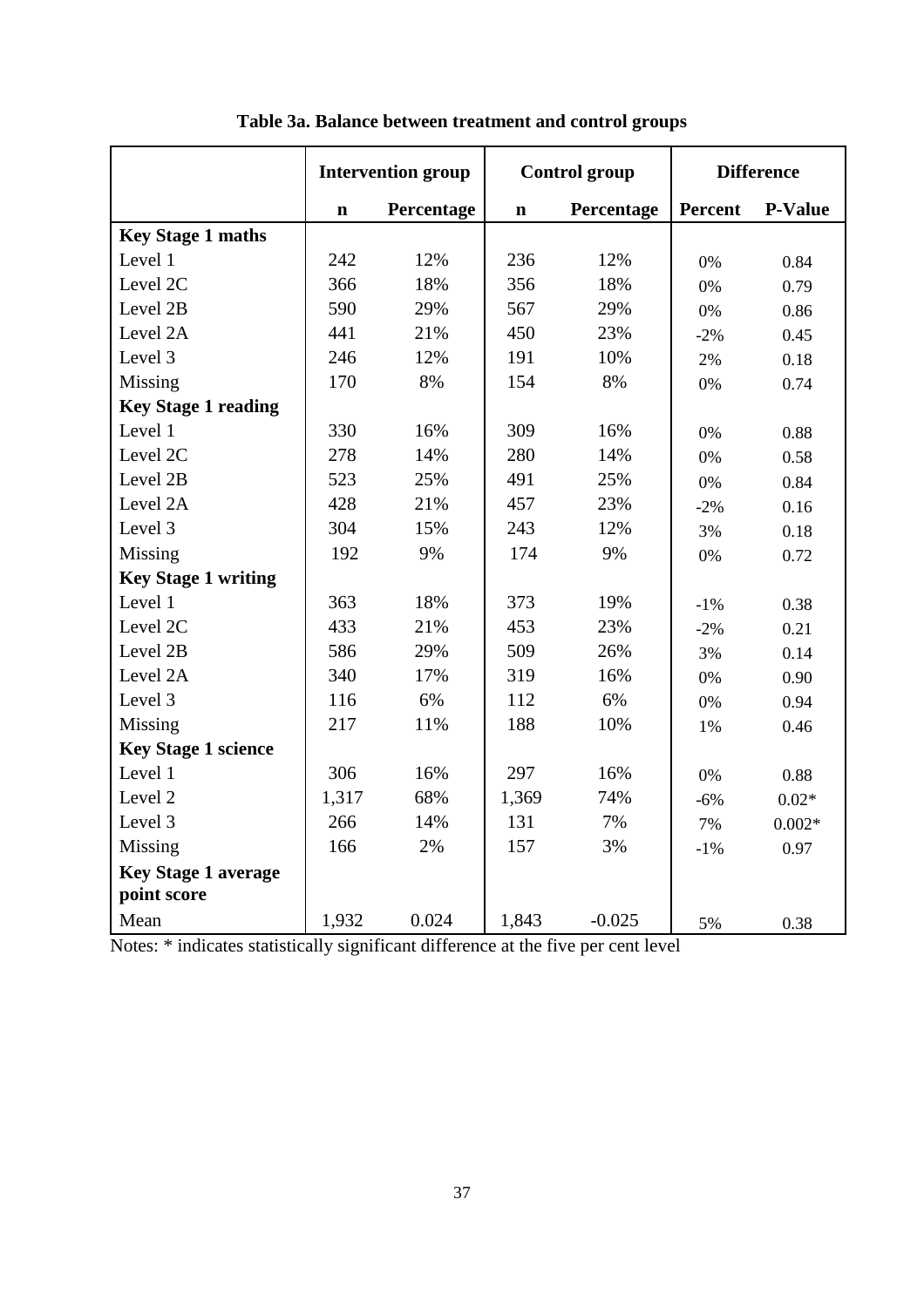**Table 3a. Balance between treatment and control groups**

| | Intervention group | | Control group | | Difference | |
|---|---|---|---|---|---|---|
| | **n** | **Percentage** | **n** | **Percentage** | **Percent** | **P-Value** |
| **Key Stage 1 maths** | | | | | | |
| Level 1 | 242 | 12% | 236 | 12% | 0% | 0.84 |
| Level 2C | 366 | 18% | 356 | 18% | 0% | 0.79 |
| Level 2B | 590 | 29% | 567 | 29% | 0% | 0.86 |
| Level 2A | 441 | 21% | 450 | 23% | -2% | 0.45 |
| Level 3 | 246 | 12% | 191 | 10% | 2% | 0.18 |
| Missing | 170 | 8% | 154 | 8% | 0% | 0.74 |
| **Key Stage 1 reading** | | | | | | |
| Level 1 | 330 | 16% | 309 | 16% | 0% | 0.88 |
| Level 2C | 278 | 14% | 280 | 14% | 0% | 0.58 |
| Level 2B | 523 | 25% | 491 | 25% | 0% | 0.84 |
| Level 2A | 428 | 21% | 457 | 23% | -2% | 0.16 |
| Level 3 | 304 | 15% | 243 | 12% | 3% | 0.18 |
| Missing | 192 | 9% | 174 | 9% | 0% | 0.72 |
| **Key Stage 1 writing** | | | | | | |
| Level 1 | 363 | 18% | 373 | 19% | -1% | 0.38 |
| Level 2C | 433 | 21% | 453 | 23% | -2% | 0.21 |
| Level 2B | 586 | 29% | 509 | 26% | 3% | 0.14 |
| Level 2A | 340 | 17% | 319 | 16% | 0% | 0.90 |
| Level 3 | 116 | 6% | 112 | 6% | 0% | 0.94 |
| Missing | 217 | 11% | 188 | 10% | 1% | 0.46 |
| **Key Stage 1 science** | | | | | | |
| Level 1 | 306 | 16% | 297 | 16% | 0% | 0.88 |
| Level 2 | 1,317 | 68% | 1,369 | 74% | -6% | 0.02* |
| Level 3 | 266 | 14% | 131 | 7% | 7% | 0.002* |
| Missing | 166 | 2% | 157 | 3% | -1% | 0.97 |
| **Key Stage 1 average point score** | | | | | | |
| Mean | 1,932 | 0.024 | 1,843 | -0.025 | 5% | 0.38 |

Notes: * indicates statistically significant difference at the five per cent level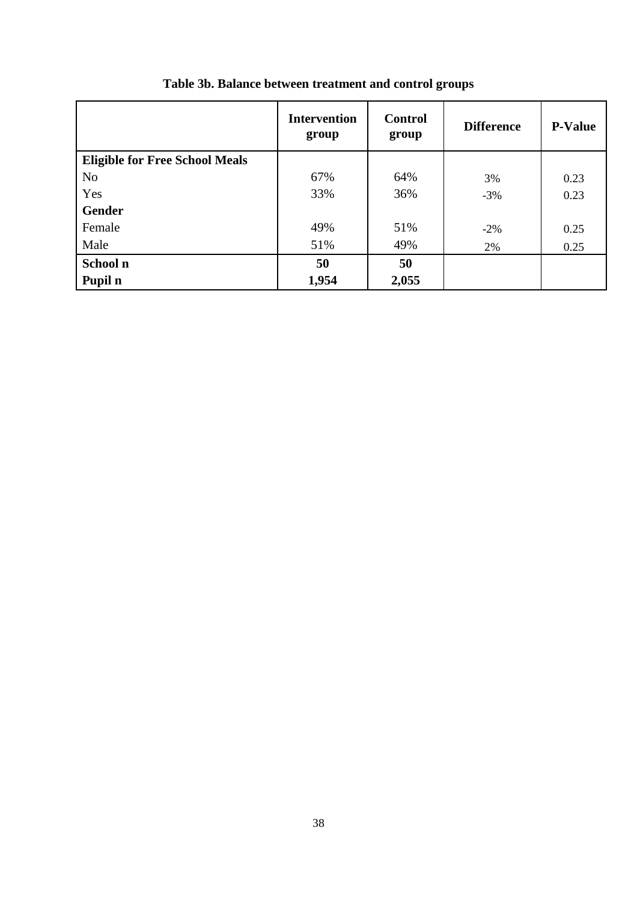**Table 3b. Balance between treatment and control groups**

| | Intervention group | Control group | Difference | P-Value |
|---|---|---|---|---|
| **Eligible for Free School Meals** | | | | |
| No | 67% | 64% | 3% | 0.23 |
| Yes | 33% | 36% | -3% | 0.23 |
| **Gender** | | | | |
| Female | 49% | 51% | -2% | 0.25 |
| Male | 51% | 49% | 2% | 0.25 |
| **School n** | **50** | **50** | | |
| **Pupil n** | **1,954** | **2,055** | | |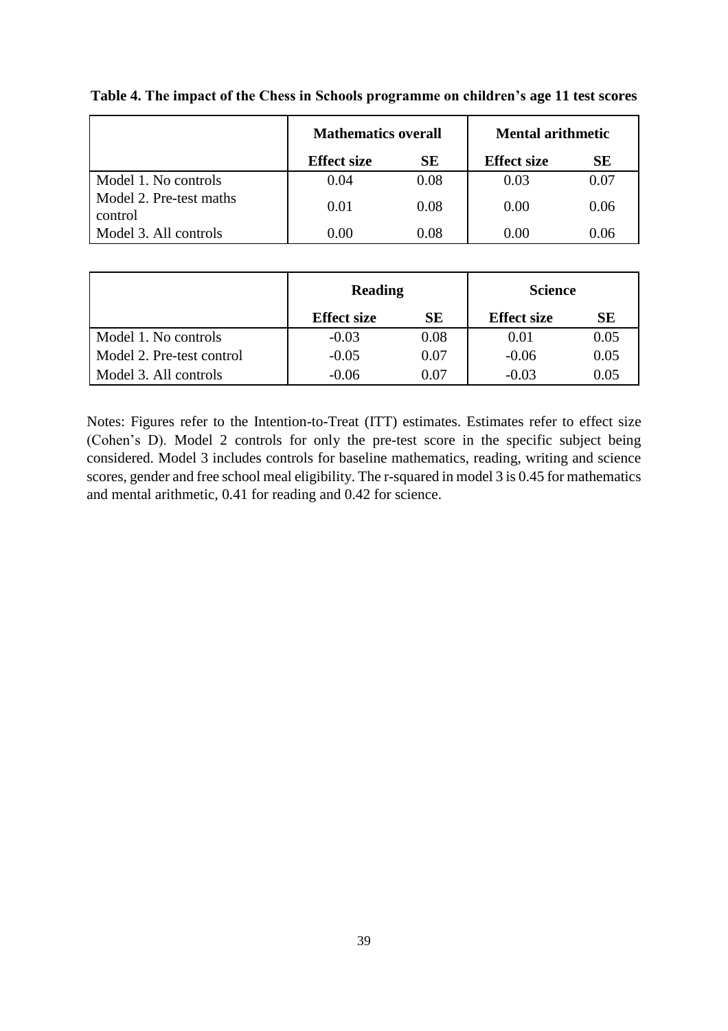**Table 4. The impact of the Chess in Schools programme on children's age 11 test scores**

| | Mathematics overall | | Mental arithmetic | |
|---|---|---|---|---|
| | Effect size | SE | Effect size | SE |
| Model 1. No controls | 0.04 | 0.08 | 0.03 | 0.07 |
| Model 2. Pre-test maths control | 0.01 | 0.08 | 0.00 | 0.06 |
| Model 3. All controls | 0.00 | 0.08 | 0.00 | 0.06 |

| | Reading | | Science | |
|---|---|---|---|---|
| | Effect size | SE | Effect size | SE |
| Model 1. No controls | -0.03 | 0.08 | 0.01 | 0.05 |
| Model 2. Pre-test control | -0.05 | 0.07 | -0.06 | 0.05 |
| Model 3. All controls | -0.06 | 0.07 | -0.03 | 0.05 |

Notes: Figures refer to the Intention-to-Treat (ITT) estimates. Estimates refer to effect size (Cohen's D). Model 2 controls for only the pre-test score in the specific subject being considered. Model 3 includes controls for baseline mathematics, reading, writing and science scores, gender and free school meal eligibility. The r-squared in model 3 is 0.45 for mathematics and mental arithmetic, 0.41 for reading and 0.42 for science.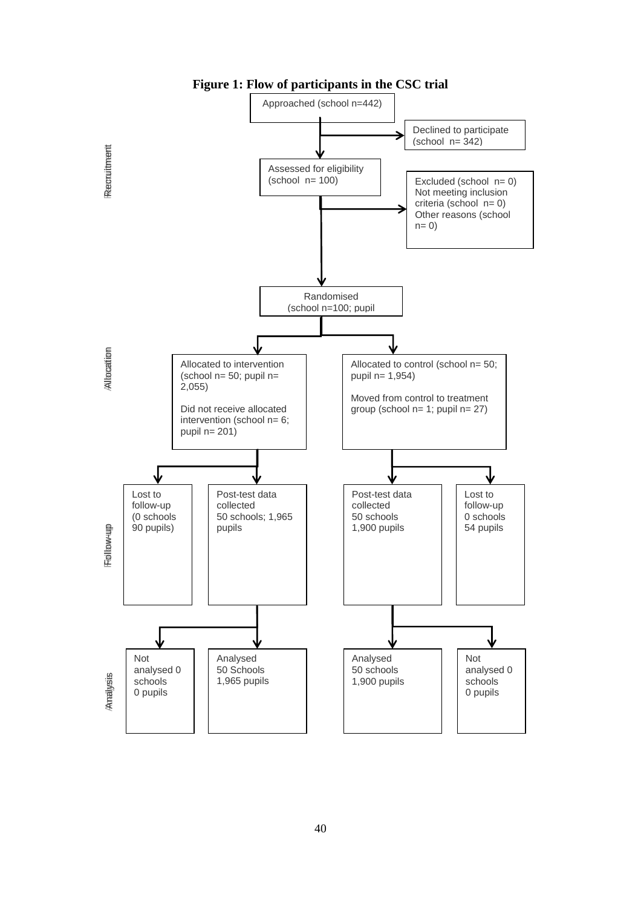**Figure 1: Flow of participants in the CSC trial**

**Recruitment**

Approached (school n=442)

Declined to participate (school n= 342)

Assessed for eligibility (school n= 100)

Excluded (school n= 0)
Not meeting inclusion criteria (school n= 0)
Other reasons (school n= 0)

Randomised (school n=100; pupil

**Allocation**

Allocated to intervention (school n= 50; pupil n= 2,055)

Did not receive allocated intervention (school n= 6; pupil n= 201)

Allocated to control (school n= 50; pupil n= 1,954)

Moved from control to treatment group (school n= 1; pupil n= 27)

**Follow-up**

Lost to follow-up (0 schools 90 pupils)

Post-test data collected 50 schools; 1,965 pupils

Post-test data collected 50 schools 1,900 pupils

Lost to follow-up 0 schools 54 pupils

**Analysis**

Not analysed 0 schools 0 pupils

Analysed 50 Schools 1,965 pupils

Analysed 50 schools 1,900 pupils

Not analysed 0 schools 0 pupils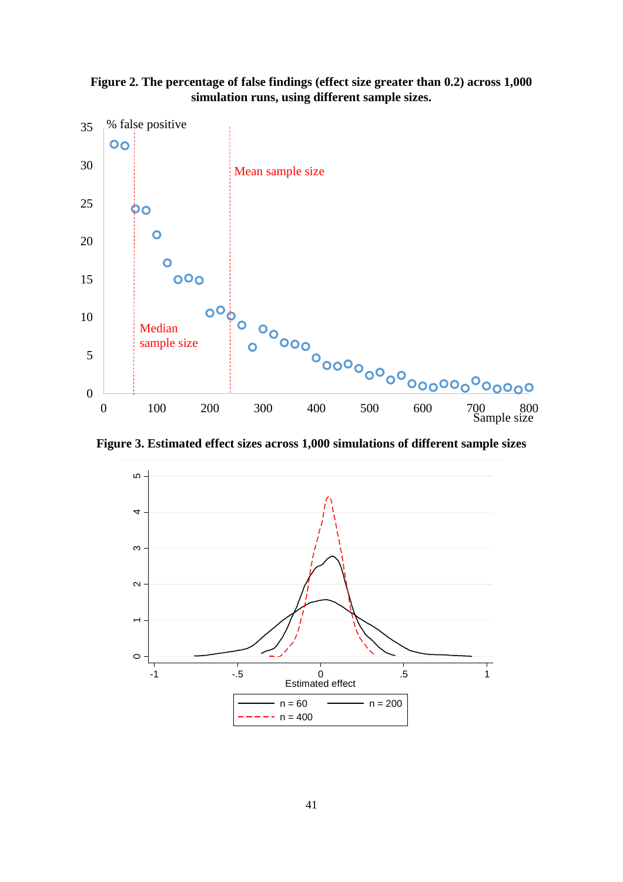**Figure 2. The percentage of false findings (effect size greater than 0.2) across 1,000 simulation runs, using different sample sizes.**

**Figure 3. Estimated effect sizes across 1,000 simulations of different sample sizes**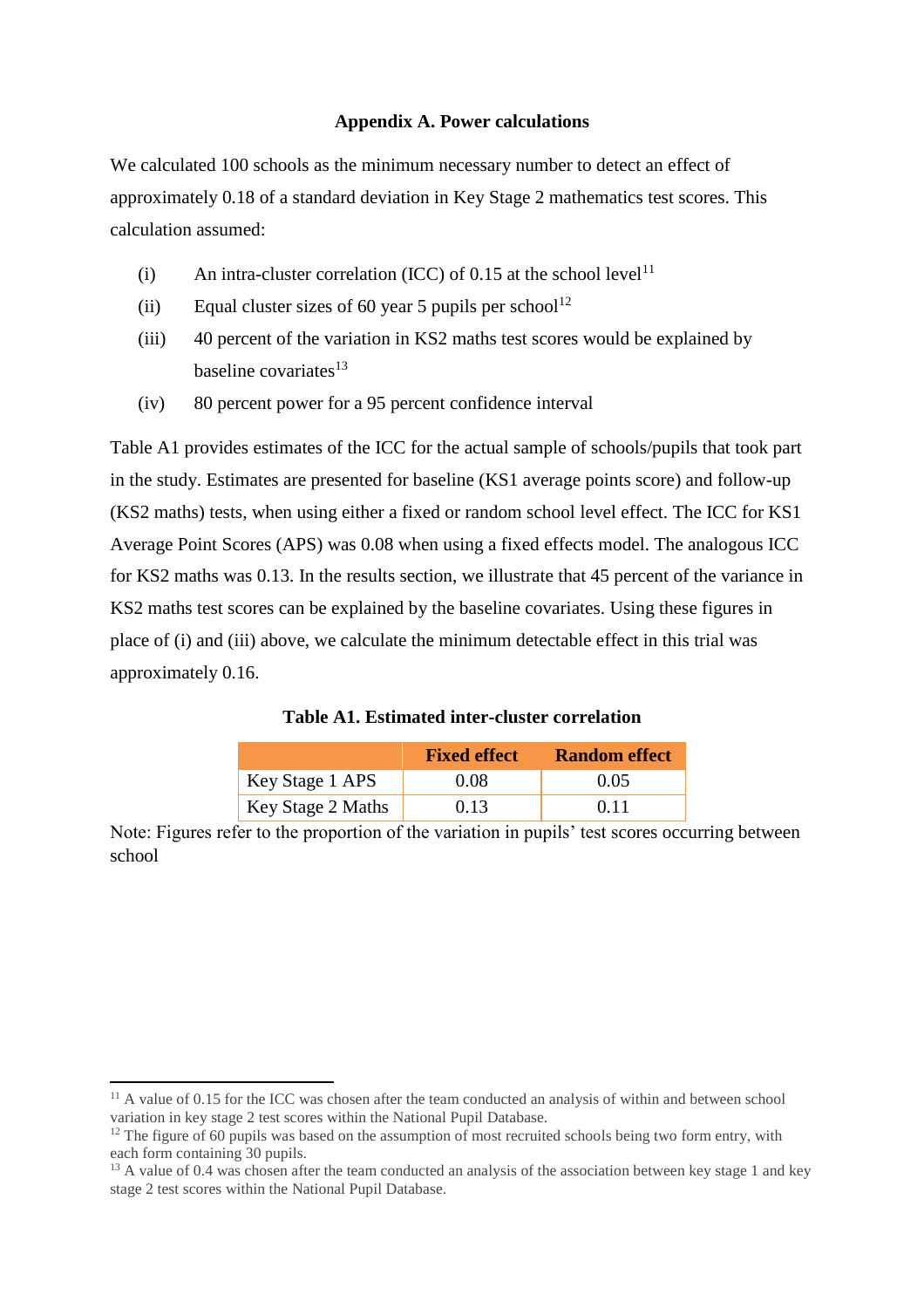### Appendix A. Power calculations

We calculated 100 schools as the minimum necessary number to detect an effect of approximately 0.18 of a standard deviation in Key Stage 2 mathematics test scores. This calculation assumed:

(i) An intra-cluster correlation (ICC) of 0.15 at the school level[11]

(ii) Equal cluster sizes of 60 year 5 pupils per school[12]

(iii) 40 percent of the variation in KS2 maths test scores would be explained by baseline covariates[13]

(iv) 80 percent power for a 95 percent confidence interval

Table A1 provides estimates of the ICC for the actual sample of schools/pupils that took part in the study. Estimates are presented for baseline (KS1 average points score) and follow-up (KS2 maths) tests, when using either a fixed or random school level effect. The ICC for KS1 Average Point Scores (APS) was 0.08 when using a fixed effects model. The analogous ICC for KS2 maths was 0.13. In the results section, we illustrate that 45 percent of the variance in KS2 maths test scores can be explained by the baseline covariates. Using these figures in place of (i) and (iii) above, we calculate the minimum detectable effect in this trial was approximately 0.16.

**Table A1. Estimated inter-cluster correlation**

| | Fixed effect | Random effect |
|---|---|---|
| Key Stage 1 APS | 0.08 | 0.05 |
| Key Stage 2 Maths | 0.13 | 0.11 |

Note: Figures refer to the proportion of the variation in pupils' test scores occurring between school

[11] A value of 0.15 for the ICC was chosen after the team conducted an analysis of within and between school variation in key stage 2 test scores within the National Pupil Database.

[12] The figure of 60 pupils was based on the assumption of most recruited schools being two form entry, with each form containing 30 pupils.

[13] A value of 0.4 was chosen after the team conducted an analysis of the association between key stage 1 and key stage 2 test scores within the National Pupil Database.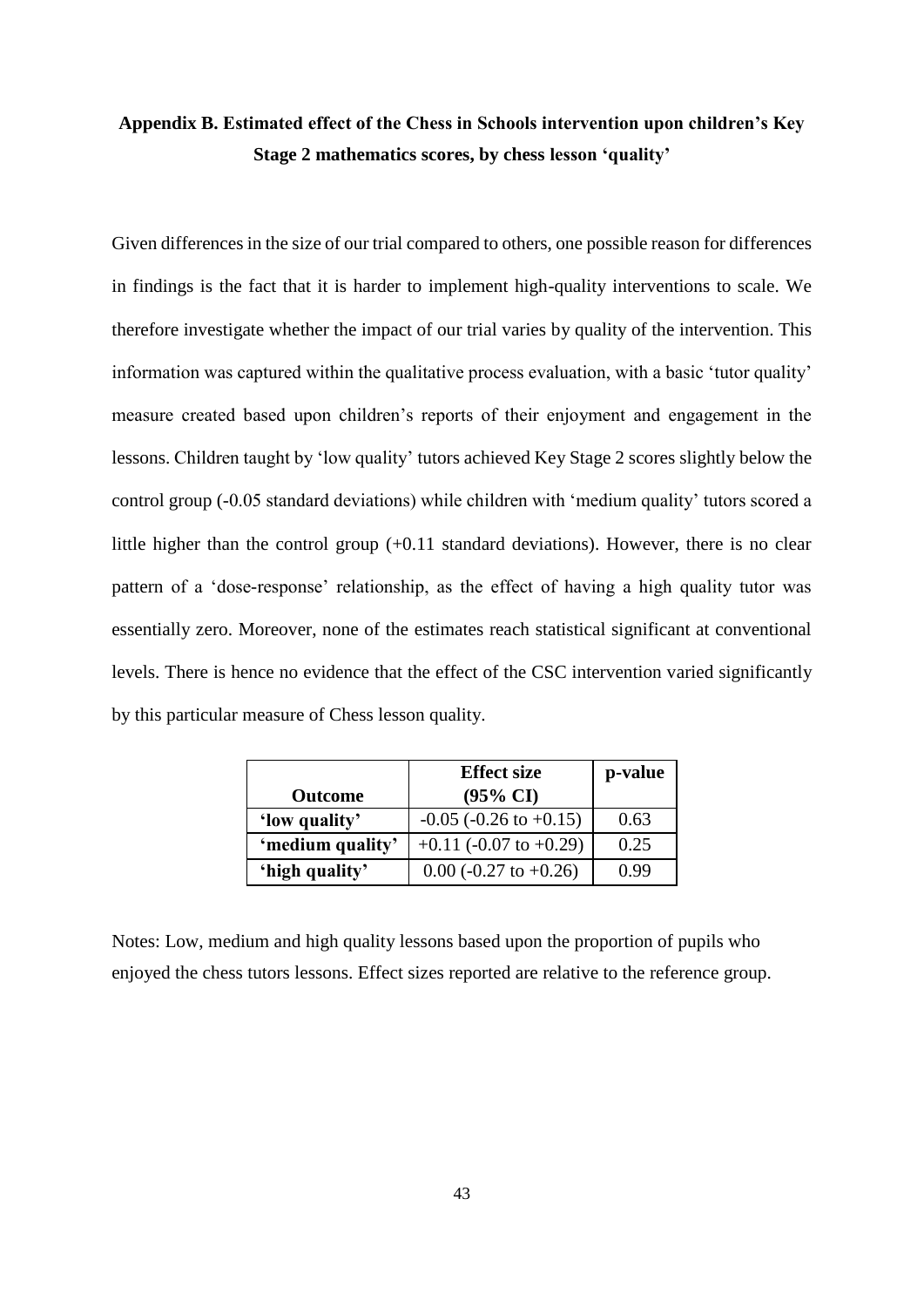## Appendix B. Estimated effect of the Chess in Schools intervention upon children's Key Stage 2 mathematics scores, by chess lesson 'quality'

Given differences in the size of our trial compared to others, one possible reason for differences in findings is the fact that it is harder to implement high-quality interventions to scale. We therefore investigate whether the impact of our trial varies by quality of the intervention. This information was captured within the qualitative process evaluation, with a basic 'tutor quality' measure created based upon children's reports of their enjoyment and engagement in the lessons. Children taught by 'low quality' tutors achieved Key Stage 2 scores slightly below the control group (-0.05 standard deviations) while children with 'medium quality' tutors scored a little higher than the control group (+0.11 standard deviations). However, there is no clear pattern of a 'dose-response' relationship, as the effect of having a high quality tutor was essentially zero. Moreover, none of the estimates reach statistical significant at conventional levels. There is hence no evidence that the effect of the CSC intervention varied significantly by this particular measure of Chess lesson quality.

| **Outcome** | **Effect size (95% CI)** | **p-value** |
|---|---|---|
| **'low quality'** | -0.05 (-0.26 to +0.15) | 0.63 |
| **'medium quality'** | +0.11 (-0.07 to +0.29) | 0.25 |
| **'high quality'** | 0.00 (-0.27 to +0.26) | 0.99 |

Notes: Low, medium and high quality lessons based upon the proportion of pupils who enjoyed the chess tutors lessons. Effect sizes reported are relative to the reference group.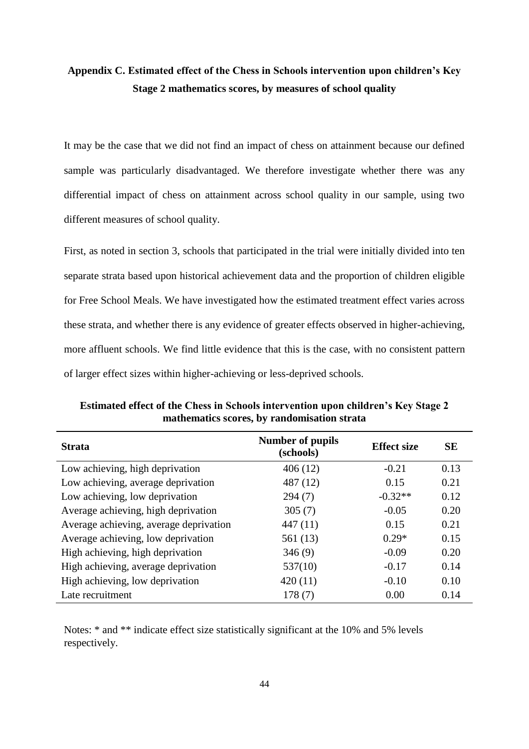## Appendix C. Estimated effect of the Chess in Schools intervention upon children's Key Stage 2 mathematics scores, by measures of school quality

It may be the case that we did not find an impact of chess on attainment because our defined sample was particularly disadvantaged. We therefore investigate whether there was any differential impact of chess on attainment across school quality in our sample, using two different measures of school quality.

First, as noted in section 3, schools that participated in the trial were initially divided into ten separate strata based upon historical achievement data and the proportion of children eligible for Free School Meals. We have investigated how the estimated treatment effect varies across these strata, and whether there is any evidence of greater effects observed in higher-achieving, more affluent schools. We find little evidence that this is the case, with no consistent pattern of larger effect sizes within higher-achieving or less-deprived schools.

**Estimated effect of the Chess in Schools intervention upon children's Key Stage 2 mathematics scores, by randomisation strata**

| Strata | Number of pupils (schools) | Effect size | SE |
|---|---|---|---|
| Low achieving, high deprivation | 406 (12) | -0.21 | 0.13 |
| Low achieving, average deprivation | 487 (12) | 0.15 | 0.21 |
| Low achieving, low deprivation | 294 (7) | -0.32** | 0.12 |
| Average achieving, high deprivation | 305 (7) | -0.05 | 0.20 |
| Average achieving, average deprivation | 447 (11) | 0.15 | 0.21 |
| Average achieving, low deprivation | 561 (13) | 0.29* | 0.15 |
| High achieving, high deprivation | 346 (9) | -0.09 | 0.20 |
| High achieving, average deprivation | 537(10) | -0.17 | 0.14 |
| High achieving, low deprivation | 420 (11) | -0.10 | 0.10 |
| Late recruitment | 178 (7) | 0.00 | 0.14 |

Notes: * and ** indicate effect size statistically significant at the 10% and 5% levels respectively.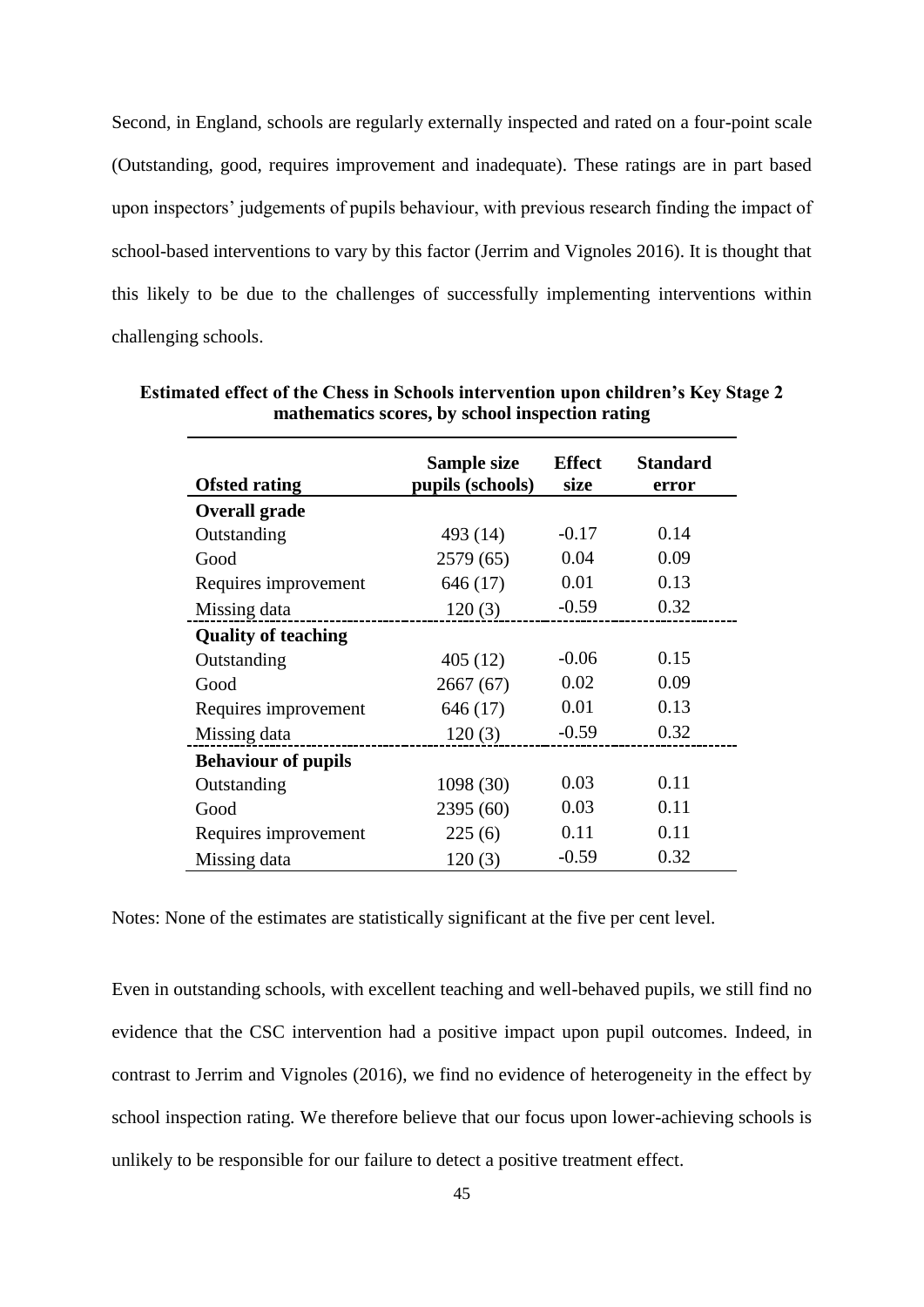Second, in England, schools are regularly externally inspected and rated on a four-point scale (Outstanding, good, requires improvement and inadequate). These ratings are in part based upon inspectors' judgements of pupils behaviour, with previous research finding the impact of school-based interventions to vary by this factor (Jerrim and Vignoles 2016). It is thought that this likely to be due to the challenges of successfully implementing interventions within challenging schools.

**Estimated effect of the Chess in Schools intervention upon children's Key Stage 2 mathematics scores, by school inspection rating**

| Ofsted rating | Sample size pupils (schools) | Effect size | Standard error |
|---|---|---|---|
| **Overall grade** | | | |
| Outstanding | 493 (14) | -0.17 | 0.14 |
| Good | 2579 (65) | 0.04 | 0.09 |
| Requires improvement | 646 (17) | 0.01 | 0.13 |
| Missing data | 120 (3) | -0.59 | 0.32 |
| **Quality of teaching** | | | |
| Outstanding | 405 (12) | -0.06 | 0.15 |
| Good | 2667 (67) | 0.02 | 0.09 |
| Requires improvement | 646 (17) | 0.01 | 0.13 |
| Missing data | 120 (3) | -0.59 | 0.32 |
| **Behaviour of pupils** | | | |
| Outstanding | 1098 (30) | 0.03 | 0.11 |
| Good | 2395 (60) | 0.03 | 0.11 |
| Requires improvement | 225 (6) | 0.11 | 0.11 |
| Missing data | 120 (3) | -0.59 | 0.32 |

Notes: None of the estimates are statistically significant at the five per cent level.

Even in outstanding schools, with excellent teaching and well-behaved pupils, we still find no evidence that the CSC intervention had a positive impact upon pupil outcomes. Indeed, in contrast to Jerrim and Vignoles (2016), we find no evidence of heterogeneity in the effect by school inspection rating. We therefore believe that our focus upon lower-achieving schools is unlikely to be responsible for our failure to detect a positive treatment effect.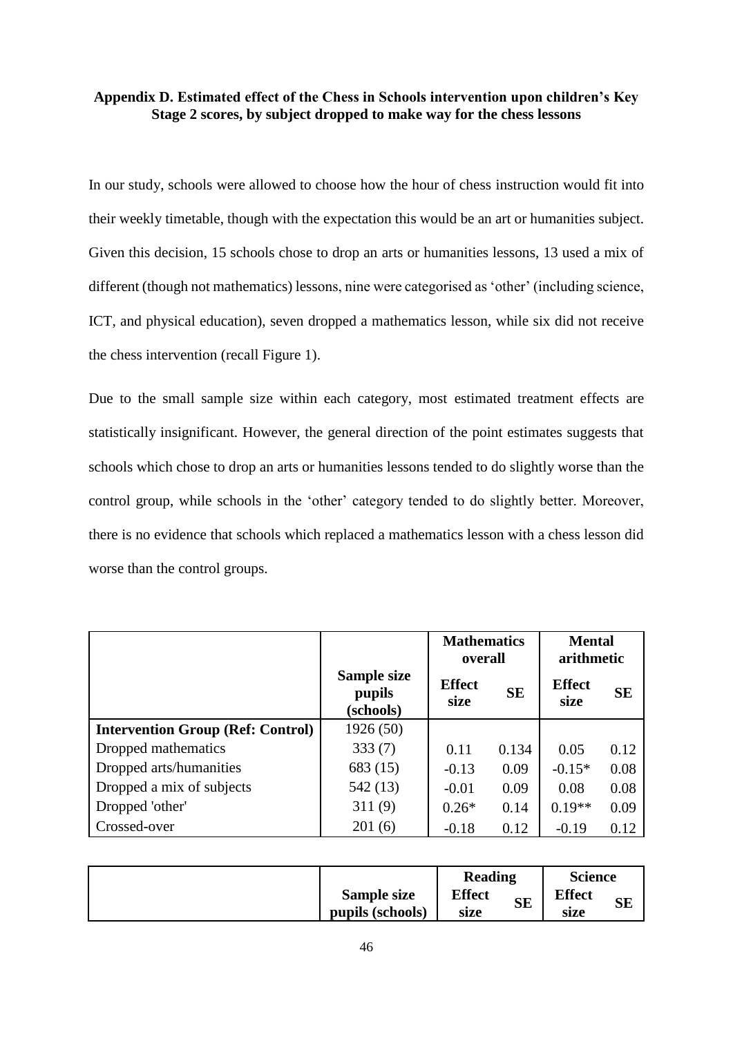## Appendix D. Estimated effect of the Chess in Schools intervention upon children's Key Stage 2 scores, by subject dropped to make way for the chess lessons

In our study, schools were allowed to choose how the hour of chess instruction would fit into their weekly timetable, though with the expectation this would be an art or humanities subject. Given this decision, 15 schools chose to drop an arts or humanities lessons, 13 used a mix of different (though not mathematics) lessons, nine were categorised as 'other' (including science, ICT, and physical education), seven dropped a mathematics lesson, while six did not receive the chess intervention (recall Figure 1).

Due to the small sample size within each category, most estimated treatment effects are statistically insignificant. However, the general direction of the point estimates suggests that schools which chose to drop an arts or humanities lessons tended to do slightly worse than the control group, while schools in the 'other' category tended to do slightly better. Moreover, there is no evidence that schools which replaced a mathematics lesson with a chess lesson did worse than the control groups.

| | | Mathematics overall | | Mental arithmetic | |
|---|---|---|---|---|---|
| | **Sample size pupils (schools)** | **Effect size** | **SE** | **Effect size** | **SE** |
| **Intervention Group (Ref: Control)** | 1926 (50) | | | | |
| Dropped mathematics | 333 (7) | 0.11 | 0.134 | 0.05 | 0.12 |
| Dropped arts/humanities | 683 (15) | -0.13 | 0.09 | -0.15* | 0.08 |
| Dropped a mix of subjects | 542 (13) | -0.01 | 0.09 | 0.08 | 0.08 |
| Dropped 'other' | 311 (9) | 0.26* | 0.14 | 0.19** | 0.09 |
| Crossed-over | 201 (6) | -0.18 | 0.12 | -0.19 | 0.12 |

| | | Reading | | Science | |
|---|---|---|---|---|---|
| | **Sample size pupils (schools)** | **Effect size** | **SE** | **Effect size** | **SE** |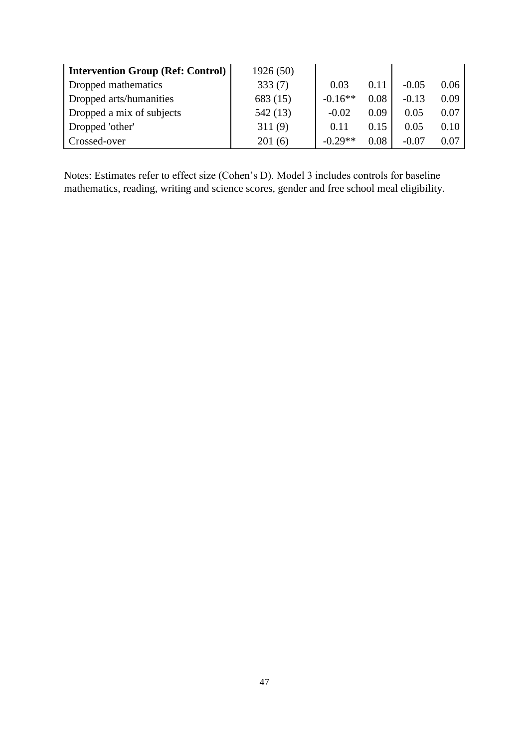| | | | | | |
|---|---|---|---|---|---|
| **Intervention Group (Ref: Control)** | 1926 (50) | | | | |
| Dropped mathematics | 333 (7) | 0.03 | 0.11 | -0.05 | 0.06 |
| Dropped arts/humanities | 683 (15) | -0.16** | 0.08 | -0.13 | 0.09 |
| Dropped a mix of subjects | 542 (13) | -0.02 | 0.09 | 0.05 | 0.07 |
| Dropped 'other' | 311 (9) | 0.11 | 0.15 | 0.05 | 0.10 |
| Crossed-over | 201 (6) | -0.29** | 0.08 | -0.07 | 0.07 |

Notes: Estimates refer to effect size (Cohen's D). Model 3 includes controls for baseline mathematics, reading, writing and science scores, gender and free school meal eligibility.